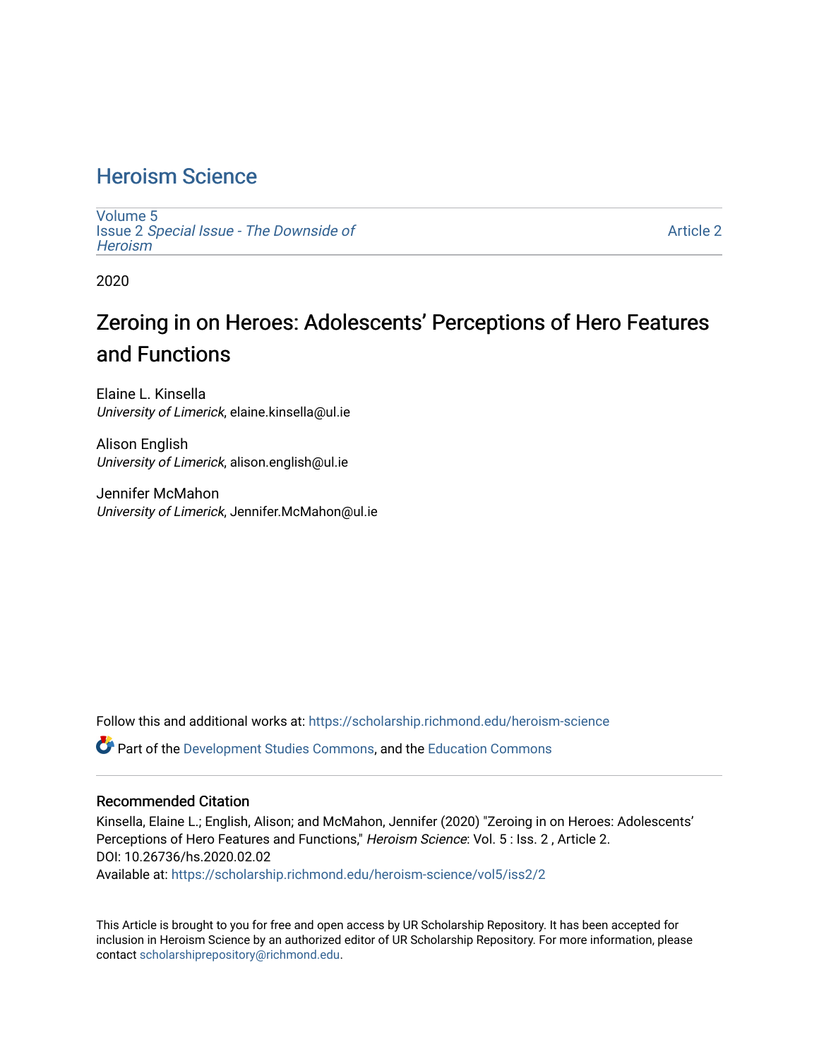# Heroism Science

Volume 5
Issue 2 *Special Issue - The Downside of Heroism*

Article 2

2020

## Zeroing in on Heroes: Adolescents' Perceptions of Hero Features and Functions

Elaine L. Kinsella
*University of Limerick*, elaine.kinsella@ul.ie

Alison English
*University of Limerick*, alison.english@ul.ie

Jennifer McMahon
*University of Limerick*, Jennifer.McMahon@ul.ie

Follow this and additional works at: https://scholarship.richmond.edu/heroism-science

Part of the Development Studies Commons, and the Education Commons

### Recommended Citation

Kinsella, Elaine L.; English, Alison; and McMahon, Jennifer (2020) "Zeroing in on Heroes: Adolescents' Perceptions of Hero Features and Functions," *Heroism Science*: Vol. 5 : Iss. 2 , Article 2.
DOI: 10.26736/hs.2020.02.02
Available at: https://scholarship.richmond.edu/heroism-science/vol5/iss2/2

This Article is brought to you for free and open access by UR Scholarship Repository. It has been accepted for inclusion in Heroism Science by an authorized editor of UR Scholarship Repository. For more information, please contact scholarshiprepository@richmond.edu.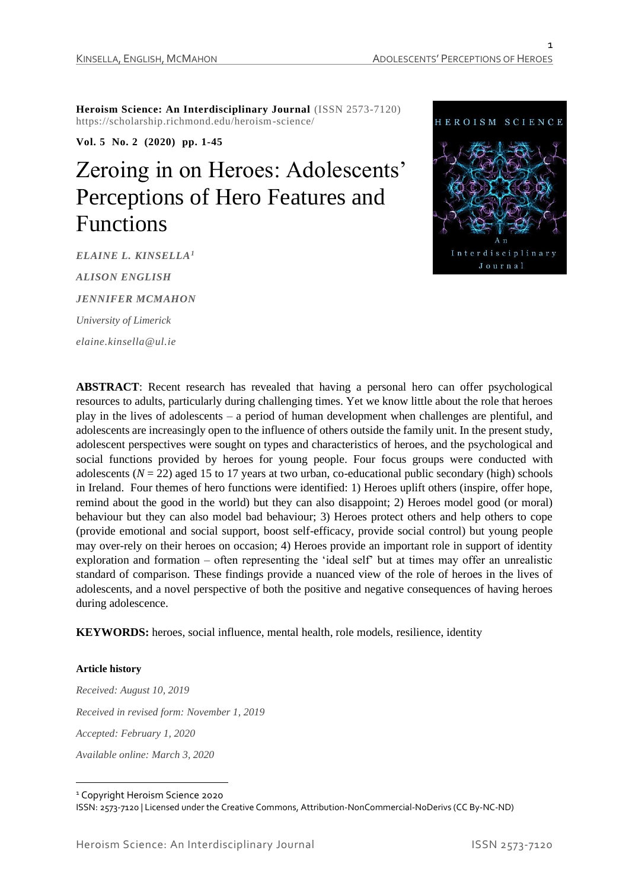**Heroism Science: An Interdisciplinary Journal** (ISSN 2573-7120)
https://scholarship.richmond.edu/heroism-science/

**Vol. 5 No. 2 (2020) pp. 1-45**

# Zeroing in on Heroes: Adolescents' Perceptions of Hero Features and Functions

*ELAINE L. KINSELLA*[1]

*ALISON ENGLISH*

*JENNIFER MCMAHON*

*University of Limerick*

*elaine.kinsella@ul.ie*

**ABSTRACT**: Recent research has revealed that having a personal hero can offer psychological resources to adults, particularly during challenging times. Yet we know little about the role that heroes play in the lives of adolescents – a period of human development when challenges are plentiful, and adolescents are increasingly open to the influence of others outside the family unit. In the present study, adolescent perspectives were sought on types and characteristics of heroes, and the psychological and social functions provided by heroes for young people. Four focus groups were conducted with adolescents ($N = 22$) aged 15 to 17 years at two urban, co-educational public secondary (high) schools in Ireland. Four themes of hero functions were identified: 1) Heroes uplift others (inspire, offer hope, remind about the good in the world) but they can also disappoint; 2) Heroes model good (or moral) behaviour but they can also model bad behaviour; 3) Heroes protect others and help others to cope (provide emotional and social support, boost self-efficacy, provide social control) but young people may over-rely on their heroes on occasion; 4) Heroes provide an important role in support of identity exploration and formation – often representing the 'ideal self' but at times may offer an unrealistic standard of comparison. These findings provide a nuanced view of the role of heroes in the lives of adolescents, and a novel perspective of both the positive and negative consequences of having heroes during adolescence.

**KEYWORDS:** heroes, social influence, mental health, role models, resilience, identity

**Article history**

*Received: August 10, 2019*

*Received in revised form: November 1, 2019*

*Accepted: February 1, 2020*

*Available online: March 3, 2020*

---

[1] Copyright Heroism Science 2020
ISSN: 2573-7120 | Licensed under the Creative Commons, Attribution-NonCommercial-NoDerivs (CC By-NC-ND)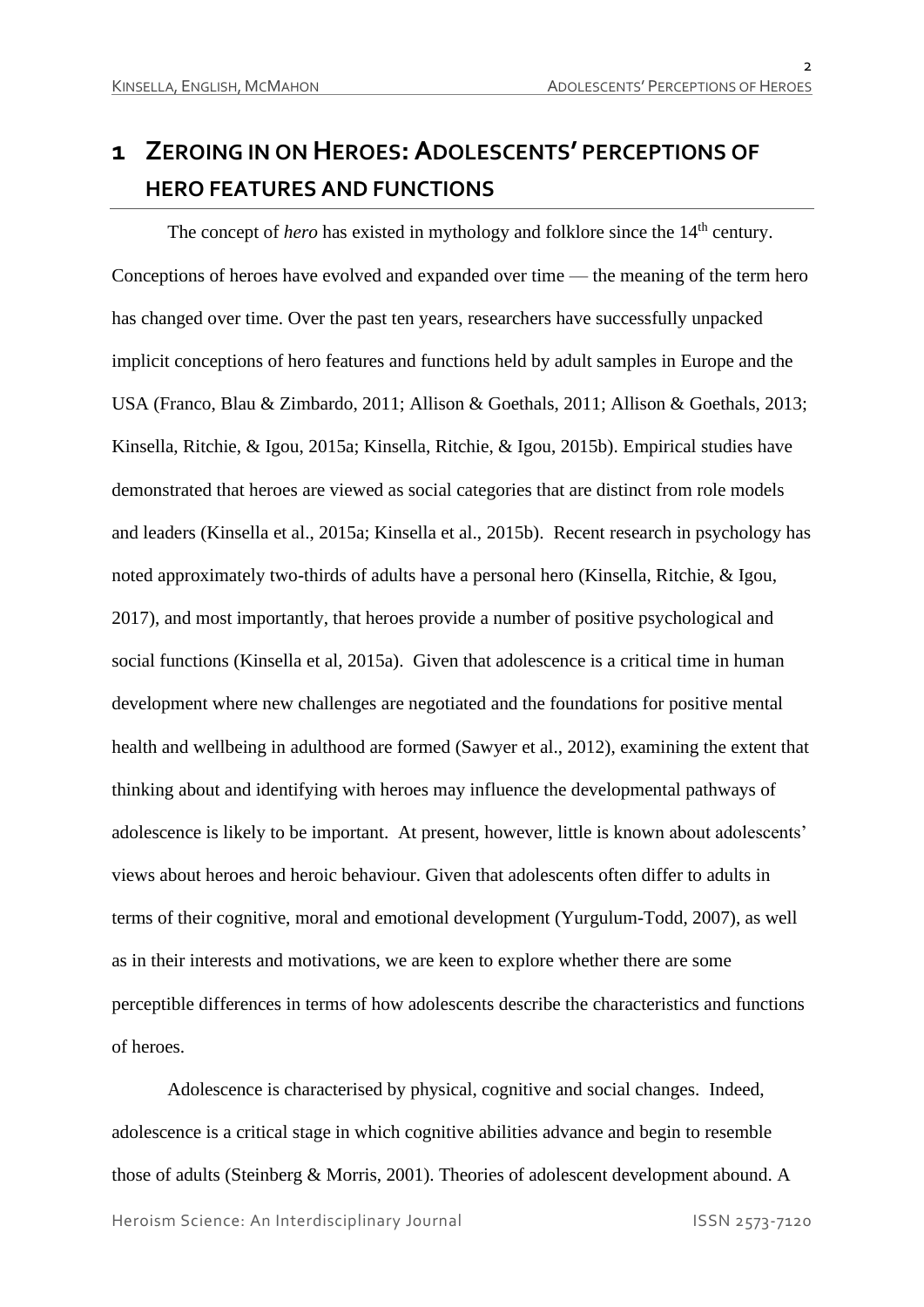# 1 ZEROING IN ON HEROES: ADOLESCENTS' PERCEPTIONS OF HERO FEATURES AND FUNCTIONS

The concept of *hero* has existed in mythology and folklore since the 14th century. Conceptions of heroes have evolved and expanded over time — the meaning of the term hero has changed over time. Over the past ten years, researchers have successfully unpacked implicit conceptions of hero features and functions held by adult samples in Europe and the USA (Franco, Blau & Zimbardo, 2011; Allison & Goethals, 2011; Allison & Goethals, 2013; Kinsella, Ritchie, & Igou, 2015a; Kinsella, Ritchie, & Igou, 2015b). Empirical studies have demonstrated that heroes are viewed as social categories that are distinct from role models and leaders (Kinsella et al., 2015a; Kinsella et al., 2015b). Recent research in psychology has noted approximately two-thirds of adults have a personal hero (Kinsella, Ritchie, & Igou, 2017), and most importantly, that heroes provide a number of positive psychological and social functions (Kinsella et al, 2015a). Given that adolescence is a critical time in human development where new challenges are negotiated and the foundations for positive mental health and wellbeing in adulthood are formed (Sawyer et al., 2012), examining the extent that thinking about and identifying with heroes may influence the developmental pathways of adolescence is likely to be important. At present, however, little is known about adolescents' views about heroes and heroic behaviour. Given that adolescents often differ to adults in terms of their cognitive, moral and emotional development (Yurgulum-Todd, 2007), as well as in their interests and motivations, we are keen to explore whether there are some perceptible differences in terms of how adolescents describe the characteristics and functions of heroes.

Adolescence is characterised by physical, cognitive and social changes. Indeed, adolescence is a critical stage in which cognitive abilities advance and begin to resemble those of adults (Steinberg & Morris, 2001). Theories of adolescent development abound. A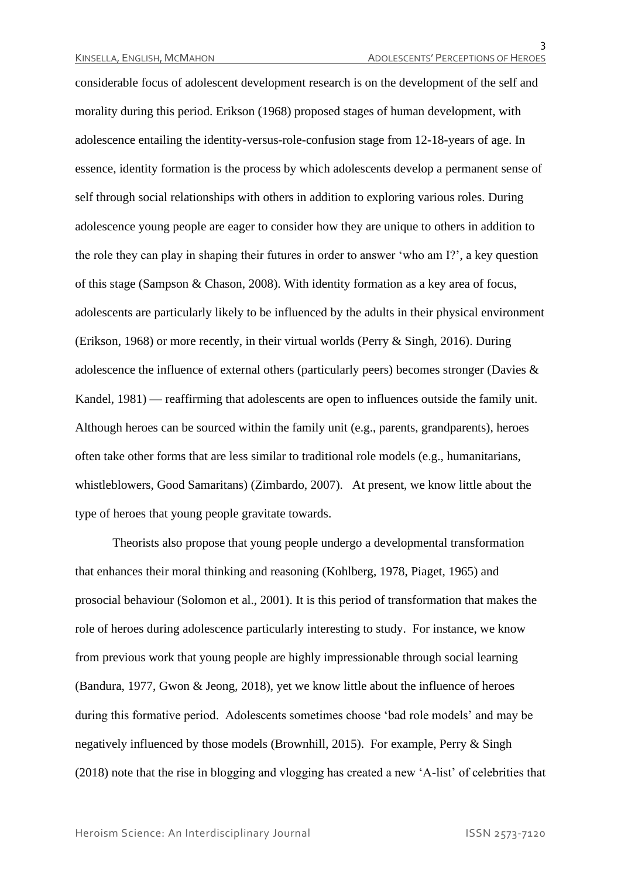considerable focus of adolescent development research is on the development of the self and morality during this period. Erikson (1968) proposed stages of human development, with adolescence entailing the identity-versus-role-confusion stage from 12-18-years of age. In essence, identity formation is the process by which adolescents develop a permanent sense of self through social relationships with others in addition to exploring various roles. During adolescence young people are eager to consider how they are unique to others in addition to the role they can play in shaping their futures in order to answer 'who am I?', a key question of this stage (Sampson & Chason, 2008). With identity formation as a key area of focus, adolescents are particularly likely to be influenced by the adults in their physical environment (Erikson, 1968) or more recently, in their virtual worlds (Perry & Singh, 2016). During adolescence the influence of external others (particularly peers) becomes stronger (Davies & Kandel, 1981) — reaffirming that adolescents are open to influences outside the family unit. Although heroes can be sourced within the family unit (e.g., parents, grandparents), heroes often take other forms that are less similar to traditional role models (e.g., humanitarians, whistleblowers, Good Samaritans) (Zimbardo, 2007). At present, we know little about the type of heroes that young people gravitate towards.

Theorists also propose that young people undergo a developmental transformation that enhances their moral thinking and reasoning (Kohlberg, 1978, Piaget, 1965) and prosocial behaviour (Solomon et al., 2001). It is this period of transformation that makes the role of heroes during adolescence particularly interesting to study. For instance, we know from previous work that young people are highly impressionable through social learning (Bandura, 1977, Gwon & Jeong, 2018), yet we know little about the influence of heroes during this formative period. Adolescents sometimes choose 'bad role models' and may be negatively influenced by those models (Brownhill, 2015). For example, Perry & Singh (2018) note that the rise in blogging and vlogging has created a new 'A-list' of celebrities that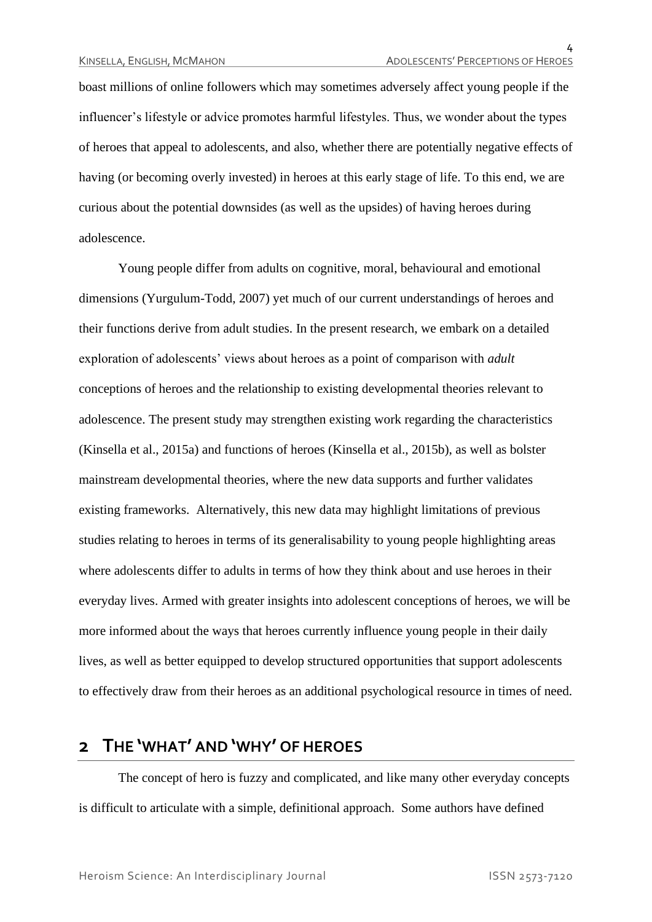boast millions of online followers which may sometimes adversely affect young people if the influencer's lifestyle or advice promotes harmful lifestyles. Thus, we wonder about the types of heroes that appeal to adolescents, and also, whether there are potentially negative effects of having (or becoming overly invested) in heroes at this early stage of life. To this end, we are curious about the potential downsides (as well as the upsides) of having heroes during adolescence.

Young people differ from adults on cognitive, moral, behavioural and emotional dimensions (Yurgulum-Todd, 2007) yet much of our current understandings of heroes and their functions derive from adult studies. In the present research, we embark on a detailed exploration of adolescents' views about heroes as a point of comparison with *adult* conceptions of heroes and the relationship to existing developmental theories relevant to adolescence. The present study may strengthen existing work regarding the characteristics (Kinsella et al., 2015a) and functions of heroes (Kinsella et al., 2015b), as well as bolster mainstream developmental theories, where the new data supports and further validates existing frameworks. Alternatively, this new data may highlight limitations of previous studies relating to heroes in terms of its generalisability to young people highlighting areas where adolescents differ to adults in terms of how they think about and use heroes in their everyday lives. Armed with greater insights into adolescent conceptions of heroes, we will be more informed about the ways that heroes currently influence young people in their daily lives, as well as better equipped to develop structured opportunities that support adolescents to effectively draw from their heroes as an additional psychological resource in times of need.

## 2 THE 'WHAT' AND 'WHY' OF HEROES

The concept of hero is fuzzy and complicated, and like many other everyday concepts is difficult to articulate with a simple, definitional approach. Some authors have defined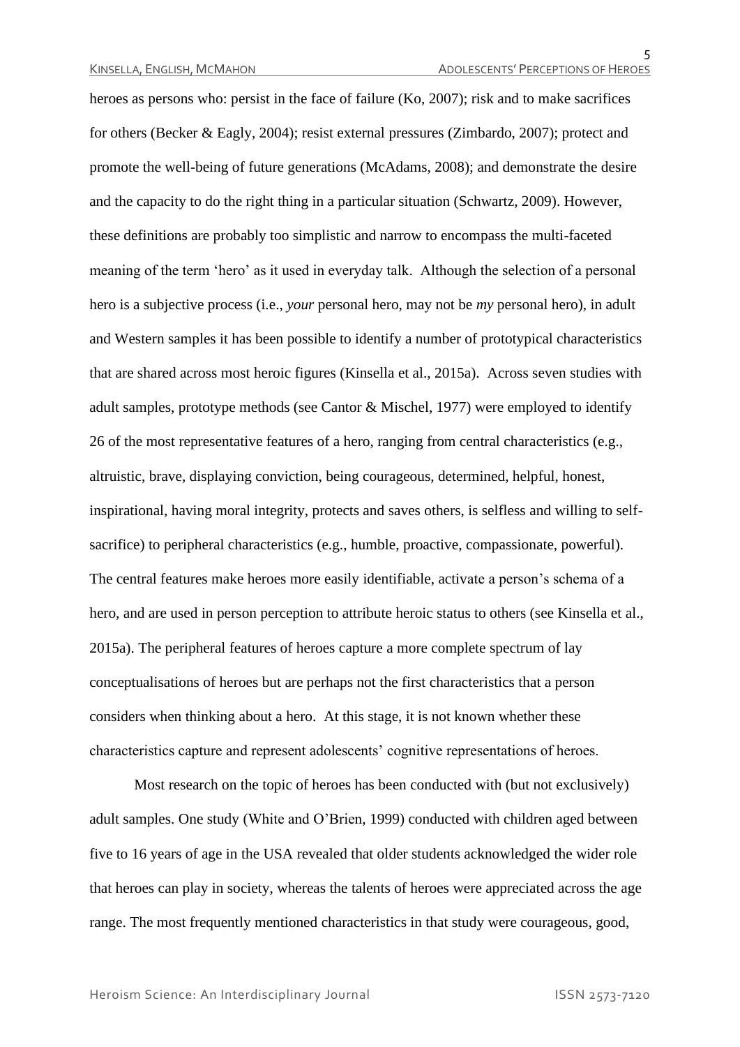heroes as persons who: persist in the face of failure (Ko, 2007); risk and to make sacrifices for others (Becker & Eagly, 2004); resist external pressures (Zimbardo, 2007); protect and promote the well-being of future generations (McAdams, 2008); and demonstrate the desire and the capacity to do the right thing in a particular situation (Schwartz, 2009). However, these definitions are probably too simplistic and narrow to encompass the multi-faceted meaning of the term 'hero' as it used in everyday talk. Although the selection of a personal hero is a subjective process (i.e., *your* personal hero, may not be *my* personal hero), in adult and Western samples it has been possible to identify a number of prototypical characteristics that are shared across most heroic figures (Kinsella et al., 2015a). Across seven studies with adult samples, prototype methods (see Cantor & Mischel, 1977) were employed to identify 26 of the most representative features of a hero, ranging from central characteristics (e.g., altruistic, brave, displaying conviction, being courageous, determined, helpful, honest, inspirational, having moral integrity, protects and saves others, is selfless and willing to self-sacrifice) to peripheral characteristics (e.g., humble, proactive, compassionate, powerful). The central features make heroes more easily identifiable, activate a person's schema of a hero, and are used in person perception to attribute heroic status to others (see Kinsella et al., 2015a). The peripheral features of heroes capture a more complete spectrum of lay conceptualisations of heroes but are perhaps not the first characteristics that a person considers when thinking about a hero. At this stage, it is not known whether these characteristics capture and represent adolescents' cognitive representations of heroes.

Most research on the topic of heroes has been conducted with (but not exclusively) adult samples. One study (White and O'Brien, 1999) conducted with children aged between five to 16 years of age in the USA revealed that older students acknowledged the wider role that heroes can play in society, whereas the talents of heroes were appreciated across the age range. The most frequently mentioned characteristics in that study were courageous, good,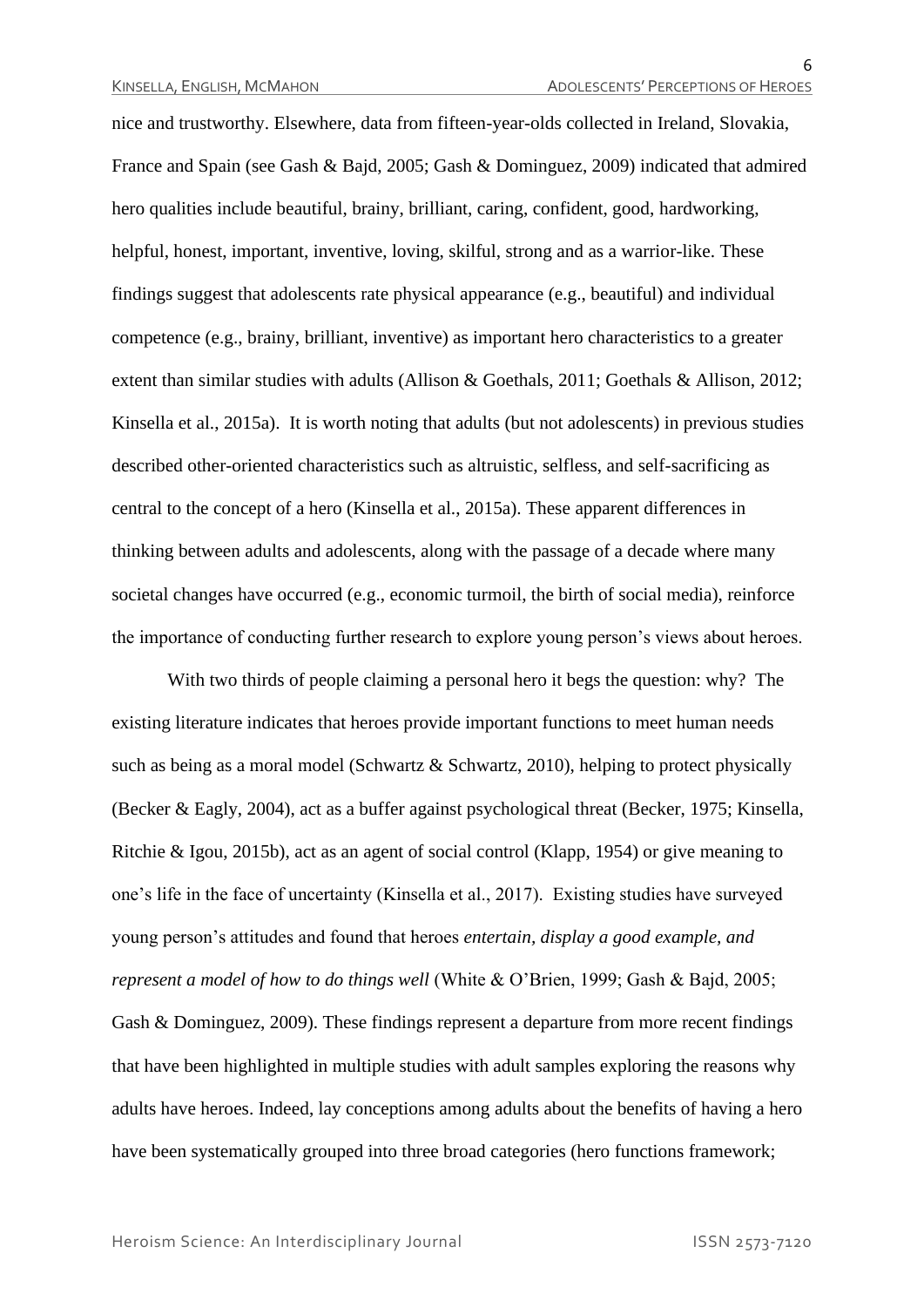nice and trustworthy. Elsewhere, data from fifteen-year-olds collected in Ireland, Slovakia, France and Spain (see Gash & Bajd, 2005; Gash & Dominguez, 2009) indicated that admired hero qualities include beautiful, brainy, brilliant, caring, confident, good, hardworking, helpful, honest, important, inventive, loving, skilful, strong and as a warrior-like. These findings suggest that adolescents rate physical appearance (e.g., beautiful) and individual competence (e.g., brainy, brilliant, inventive) as important hero characteristics to a greater extent than similar studies with adults (Allison & Goethals, 2011; Goethals & Allison, 2012; Kinsella et al., 2015a). It is worth noting that adults (but not adolescents) in previous studies described other-oriented characteristics such as altruistic, selfless, and self-sacrificing as central to the concept of a hero (Kinsella et al., 2015a). These apparent differences in thinking between adults and adolescents, along with the passage of a decade where many societal changes have occurred (e.g., economic turmoil, the birth of social media), reinforce the importance of conducting further research to explore young person's views about heroes.

With two thirds of people claiming a personal hero it begs the question: why? The existing literature indicates that heroes provide important functions to meet human needs such as being as a moral model (Schwartz & Schwartz, 2010), helping to protect physically (Becker & Eagly, 2004), act as a buffer against psychological threat (Becker, 1975; Kinsella, Ritchie & Igou, 2015b), act as an agent of social control (Klapp, 1954) or give meaning to one's life in the face of uncertainty (Kinsella et al., 2017). Existing studies have surveyed young person's attitudes and found that heroes *entertain, display a good example, and represent a model of how to do things well* (White & O'Brien, 1999; Gash & Bajd, 2005; Gash & Dominguez, 2009). These findings represent a departure from more recent findings that have been highlighted in multiple studies with adult samples exploring the reasons why adults have heroes. Indeed, lay conceptions among adults about the benefits of having a hero have been systematically grouped into three broad categories (hero functions framework;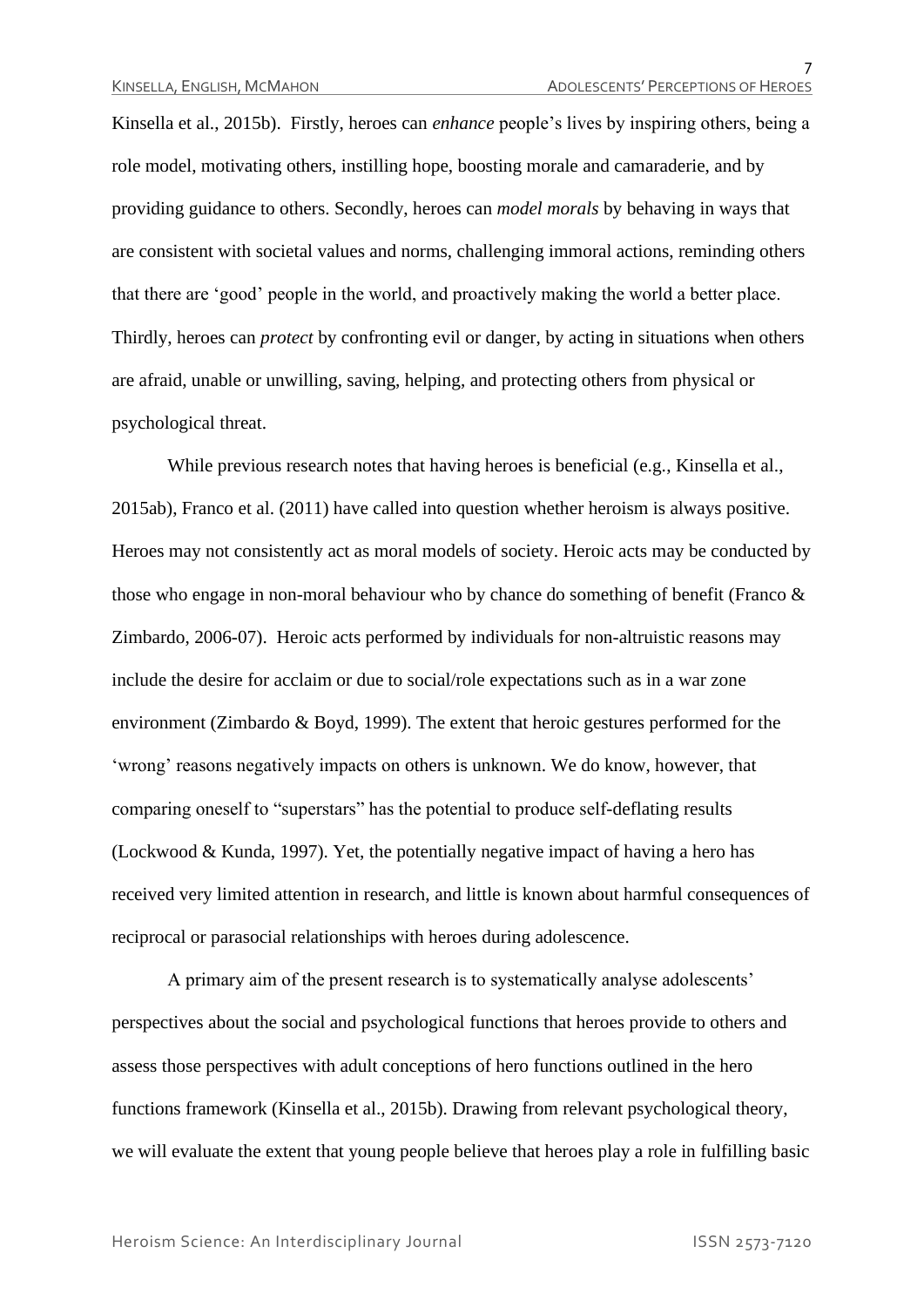Kinsella et al., 2015b). Firstly, heroes can *enhance* people's lives by inspiring others, being a role model, motivating others, instilling hope, boosting morale and camaraderie, and by providing guidance to others. Secondly, heroes can *model morals* by behaving in ways that are consistent with societal values and norms, challenging immoral actions, reminding others that there are 'good' people in the world, and proactively making the world a better place. Thirdly, heroes can *protect* by confronting evil or danger, by acting in situations when others are afraid, unable or unwilling, saving, helping, and protecting others from physical or psychological threat.

While previous research notes that having heroes is beneficial (e.g., Kinsella et al., 2015ab), Franco et al. (2011) have called into question whether heroism is always positive. Heroes may not consistently act as moral models of society. Heroic acts may be conducted by those who engage in non-moral behaviour who by chance do something of benefit (Franco & Zimbardo, 2006-07). Heroic acts performed by individuals for non-altruistic reasons may include the desire for acclaim or due to social/role expectations such as in a war zone environment (Zimbardo & Boyd, 1999). The extent that heroic gestures performed for the 'wrong' reasons negatively impacts on others is unknown. We do know, however, that comparing oneself to "superstars" has the potential to produce self-deflating results (Lockwood & Kunda, 1997). Yet, the potentially negative impact of having a hero has received very limited attention in research, and little is known about harmful consequences of reciprocal or parasocial relationships with heroes during adolescence.

A primary aim of the present research is to systematically analyse adolescents' perspectives about the social and psychological functions that heroes provide to others and assess those perspectives with adult conceptions of hero functions outlined in the hero functions framework (Kinsella et al., 2015b). Drawing from relevant psychological theory, we will evaluate the extent that young people believe that heroes play a role in fulfilling basic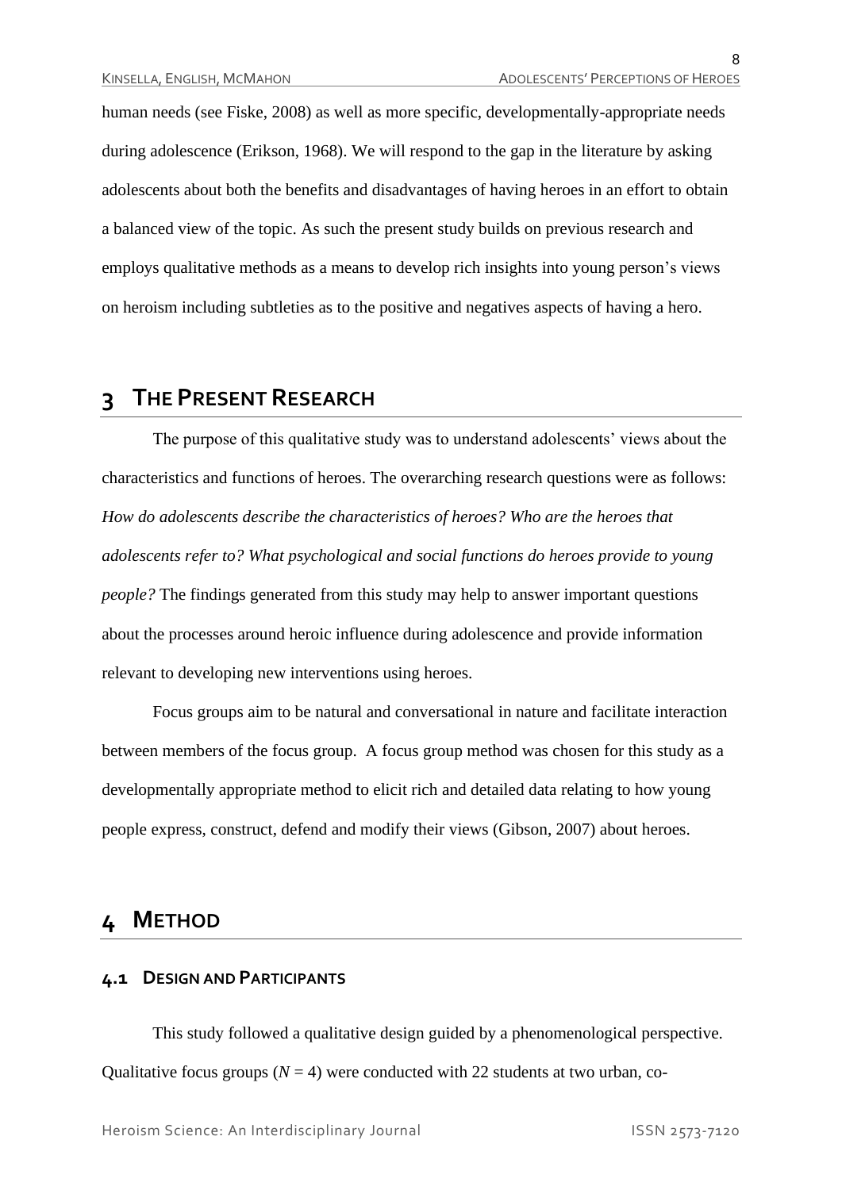human needs (see Fiske, 2008) as well as more specific, developmentally-appropriate needs during adolescence (Erikson, 1968). We will respond to the gap in the literature by asking adolescents about both the benefits and disadvantages of having heroes in an effort to obtain a balanced view of the topic. As such the present study builds on previous research and employs qualitative methods as a means to develop rich insights into young person's views on heroism including subtleties as to the positive and negatives aspects of having a hero.

# 3 The Present Research

The purpose of this qualitative study was to understand adolescents' views about the characteristics and functions of heroes. The overarching research questions were as follows: *How do adolescents describe the characteristics of heroes? Who are the heroes that adolescents refer to? What psychological and social functions do heroes provide to young people?* The findings generated from this study may help to answer important questions about the processes around heroic influence during adolescence and provide information relevant to developing new interventions using heroes.

Focus groups aim to be natural and conversational in nature and facilitate interaction between members of the focus group. A focus group method was chosen for this study as a developmentally appropriate method to elicit rich and detailed data relating to how young people express, construct, defend and modify their views (Gibson, 2007) about heroes.

# 4 Method

## 4.1 Design and Participants

This study followed a qualitative design guided by a phenomenological perspective. Qualitative focus groups ($N = 4$) were conducted with 22 students at two urban, co-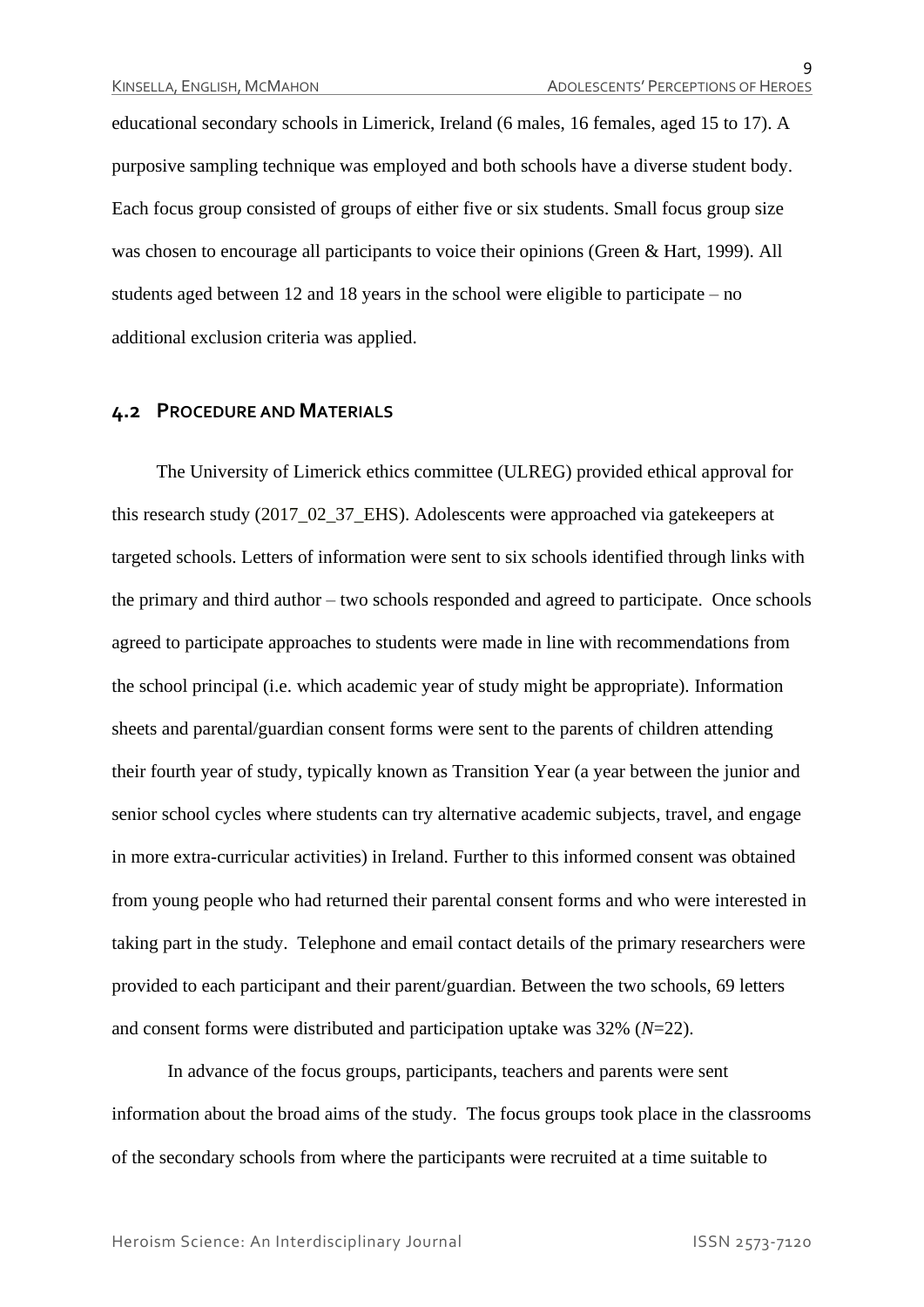educational secondary schools in Limerick, Ireland (6 males, 16 females, aged 15 to 17). A purposive sampling technique was employed and both schools have a diverse student body. Each focus group consisted of groups of either five or six students. Small focus group size was chosen to encourage all participants to voice their opinions (Green & Hart, 1999). All students aged between 12 and 18 years in the school were eligible to participate – no additional exclusion criteria was applied.

## 4.2 Procedure and Materials

The University of Limerick ethics committee (ULREG) provided ethical approval for this research study (2017_02_37_EHS). Adolescents were approached via gatekeepers at targeted schools. Letters of information were sent to six schools identified through links with the primary and third author – two schools responded and agreed to participate. Once schools agreed to participate approaches to students were made in line with recommendations from the school principal (i.e. which academic year of study might be appropriate). Information sheets and parental/guardian consent forms were sent to the parents of children attending their fourth year of study, typically known as Transition Year (a year between the junior and senior school cycles where students can try alternative academic subjects, travel, and engage in more extra-curricular activities) in Ireland. Further to this informed consent was obtained from young people who had returned their parental consent forms and who were interested in taking part in the study. Telephone and email contact details of the primary researchers were provided to each participant and their parent/guardian. Between the two schools, 69 letters and consent forms were distributed and participation uptake was 32% ($N$=22).

In advance of the focus groups, participants, teachers and parents were sent information about the broad aims of the study. The focus groups took place in the classrooms of the secondary schools from where the participants were recruited at a time suitable to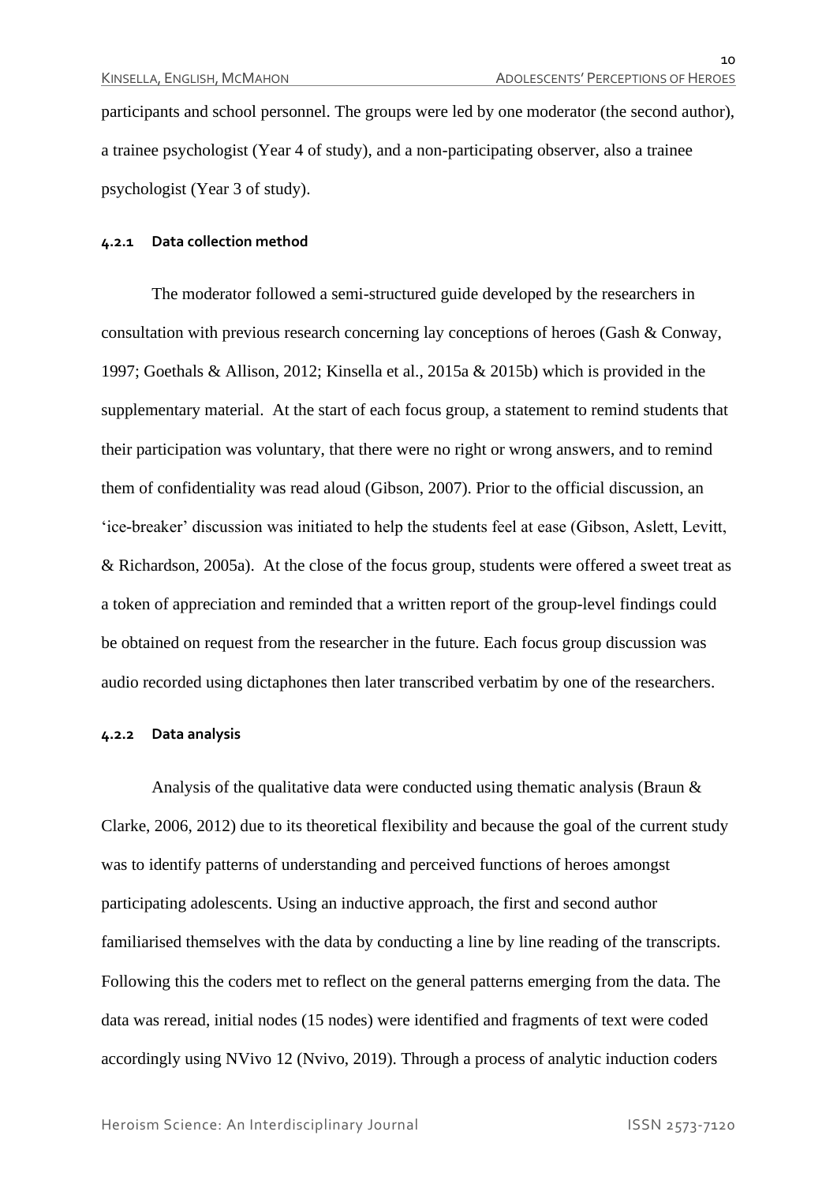participants and school personnel. The groups were led by one moderator (the second author), a trainee psychologist (Year 4 of study), and a non-participating observer, also a trainee psychologist (Year 3 of study).

#### 4.2.1 Data collection method

The moderator followed a semi-structured guide developed by the researchers in consultation with previous research concerning lay conceptions of heroes (Gash & Conway, 1997; Goethals & Allison, 2012; Kinsella et al., 2015a & 2015b) which is provided in the supplementary material. At the start of each focus group, a statement to remind students that their participation was voluntary, that there were no right or wrong answers, and to remind them of confidentiality was read aloud (Gibson, 2007). Prior to the official discussion, an 'ice-breaker' discussion was initiated to help the students feel at ease (Gibson, Aslett, Levitt, & Richardson, 2005a). At the close of the focus group, students were offered a sweet treat as a token of appreciation and reminded that a written report of the group-level findings could be obtained on request from the researcher in the future. Each focus group discussion was audio recorded using dictaphones then later transcribed verbatim by one of the researchers.

#### 4.2.2 Data analysis

Analysis of the qualitative data were conducted using thematic analysis (Braun & Clarke, 2006, 2012) due to its theoretical flexibility and because the goal of the current study was to identify patterns of understanding and perceived functions of heroes amongst participating adolescents. Using an inductive approach, the first and second author familiarised themselves with the data by conducting a line by line reading of the transcripts. Following this the coders met to reflect on the general patterns emerging from the data. The data was reread, initial nodes (15 nodes) were identified and fragments of text were coded accordingly using NVivo 12 (Nvivo, 2019). Through a process of analytic induction coders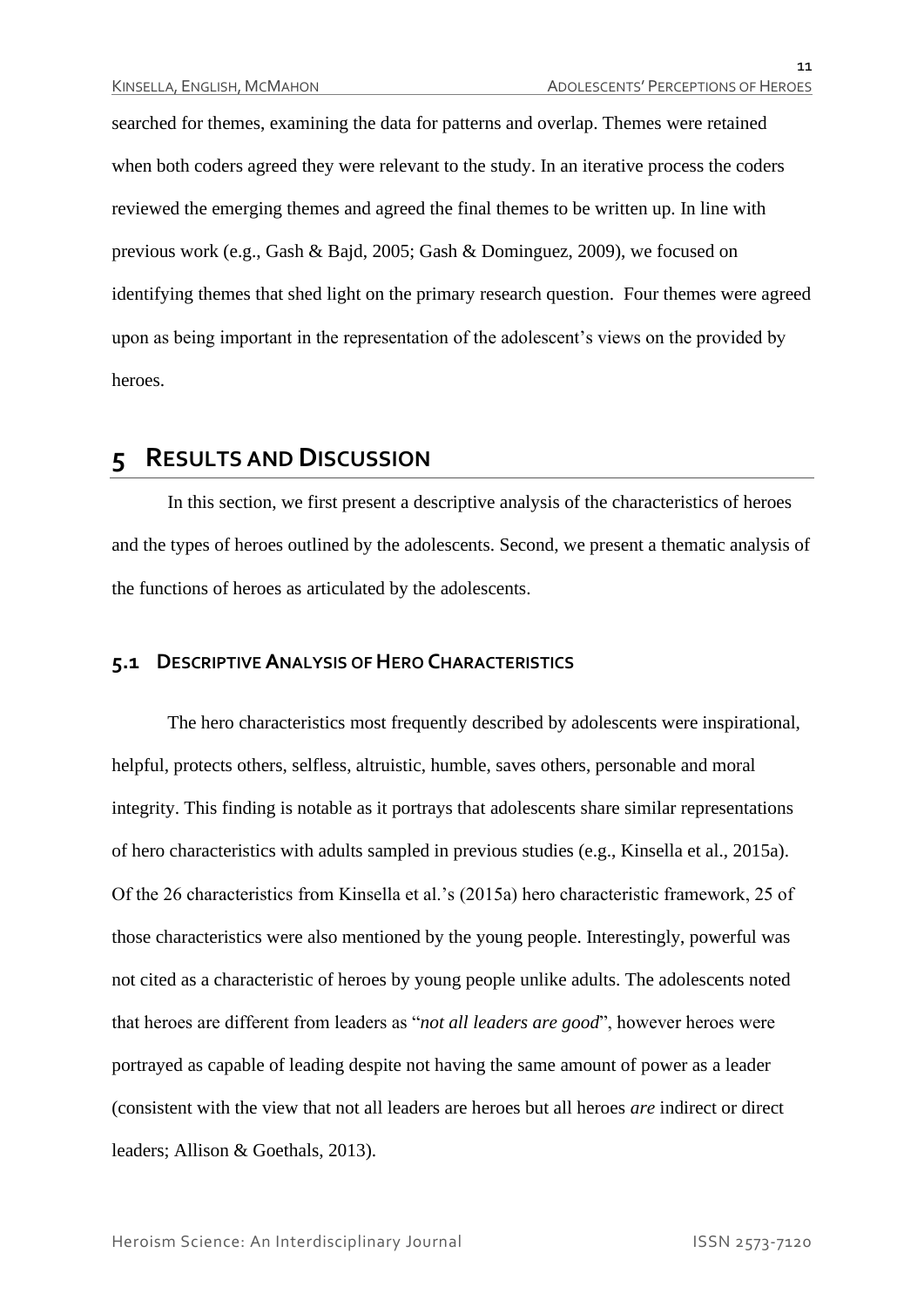searched for themes, examining the data for patterns and overlap. Themes were retained when both coders agreed they were relevant to the study. In an iterative process the coders reviewed the emerging themes and agreed the final themes to be written up. In line with previous work (e.g., Gash & Bajd, 2005; Gash & Dominguez, 2009), we focused on identifying themes that shed light on the primary research question. Four themes were agreed upon as being important in the representation of the adolescent's views on the provided by heroes.

# 5 Results and Discussion

In this section, we first present a descriptive analysis of the characteristics of heroes and the types of heroes outlined by the adolescents. Second, we present a thematic analysis of the functions of heroes as articulated by the adolescents.

## 5.1 Descriptive Analysis of Hero Characteristics

The hero characteristics most frequently described by adolescents were inspirational, helpful, protects others, selfless, altruistic, humble, saves others, personable and moral integrity. This finding is notable as it portrays that adolescents share similar representations of hero characteristics with adults sampled in previous studies (e.g., Kinsella et al., 2015a). Of the 26 characteristics from Kinsella et al.'s (2015a) hero characteristic framework, 25 of those characteristics were also mentioned by the young people. Interestingly, powerful was not cited as a characteristic of heroes by young people unlike adults. The adolescents noted that heroes are different from leaders as "*not all leaders are good*", however heroes were portrayed as capable of leading despite not having the same amount of power as a leader (consistent with the view that not all leaders are heroes but all heroes *are* indirect or direct leaders; Allison & Goethals, 2013).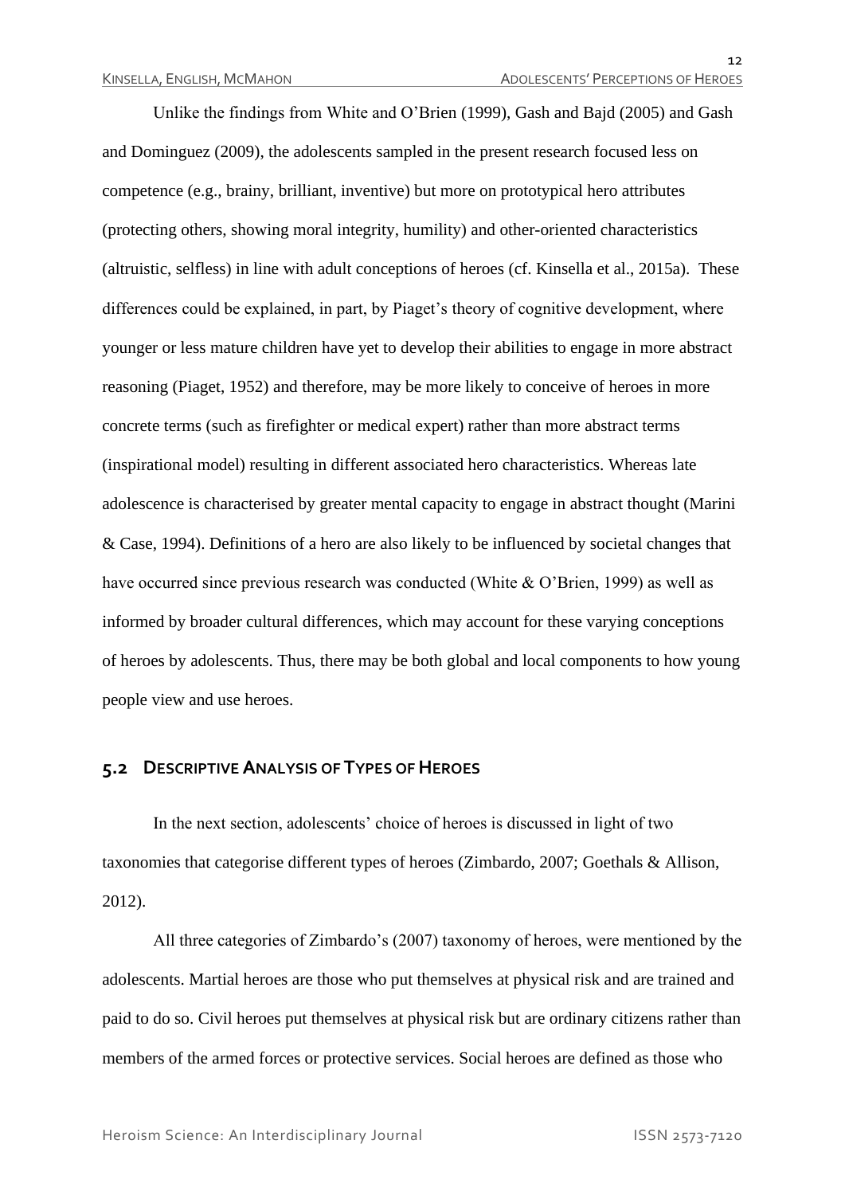Unlike the findings from White and O'Brien (1999), Gash and Bajd (2005) and Gash and Dominguez (2009), the adolescents sampled in the present research focused less on competence (e.g., brainy, brilliant, inventive) but more on prototypical hero attributes (protecting others, showing moral integrity, humility) and other-oriented characteristics (altruistic, selfless) in line with adult conceptions of heroes (cf. Kinsella et al., 2015a). These differences could be explained, in part, by Piaget's theory of cognitive development, where younger or less mature children have yet to develop their abilities to engage in more abstract reasoning (Piaget, 1952) and therefore, may be more likely to conceive of heroes in more concrete terms (such as firefighter or medical expert) rather than more abstract terms (inspirational model) resulting in different associated hero characteristics. Whereas late adolescence is characterised by greater mental capacity to engage in abstract thought (Marini & Case, 1994). Definitions of a hero are also likely to be influenced by societal changes that have occurred since previous research was conducted (White & O'Brien, 1999) as well as informed by broader cultural differences, which may account for these varying conceptions of heroes by adolescents. Thus, there may be both global and local components to how young people view and use heroes.

## 5.2 Descriptive Analysis of Types of Heroes

In the next section, adolescents' choice of heroes is discussed in light of two taxonomies that categorise different types of heroes (Zimbardo, 2007; Goethals & Allison, 2012).

All three categories of Zimbardo's (2007) taxonomy of heroes, were mentioned by the adolescents. Martial heroes are those who put themselves at physical risk and are trained and paid to do so. Civil heroes put themselves at physical risk but are ordinary citizens rather than members of the armed forces or protective services. Social heroes are defined as those who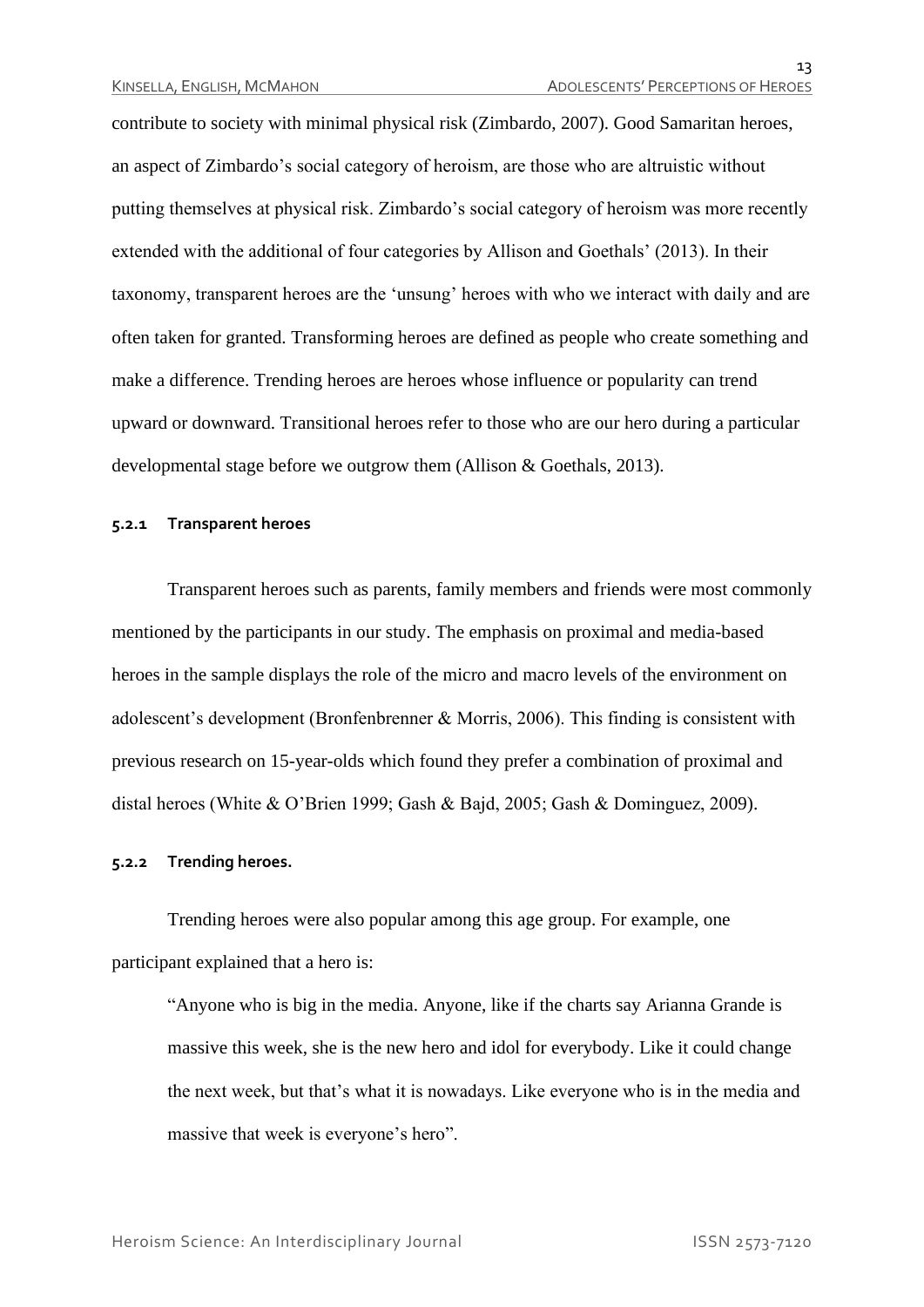contribute to society with minimal physical risk (Zimbardo, 2007). Good Samaritan heroes, an aspect of Zimbardo's social category of heroism, are those who are altruistic without putting themselves at physical risk. Zimbardo's social category of heroism was more recently extended with the additional of four categories by Allison and Goethals' (2013). In their taxonomy, transparent heroes are the 'unsung' heroes with who we interact with daily and are often taken for granted. Transforming heroes are defined as people who create something and make a difference. Trending heroes are heroes whose influence or popularity can trend upward or downward. Transitional heroes refer to those who are our hero during a particular developmental stage before we outgrow them (Allison & Goethals, 2013).

### 5.2.1 Transparent heroes

Transparent heroes such as parents, family members and friends were most commonly mentioned by the participants in our study. The emphasis on proximal and media-based heroes in the sample displays the role of the micro and macro levels of the environment on adolescent's development (Bronfenbrenner & Morris, 2006). This finding is consistent with previous research on 15-year-olds which found they prefer a combination of proximal and distal heroes (White & O'Brien 1999; Gash & Bajd, 2005; Gash & Dominguez, 2009).

### 5.2.2 Trending heroes.

Trending heroes were also popular among this age group. For example, one participant explained that a hero is:

> "Anyone who is big in the media. Anyone, like if the charts say Arianna Grande is massive this week, she is the new hero and idol for everybody. Like it could change the next week, but that's what it is nowadays. Like everyone who is in the media and massive that week is everyone's hero".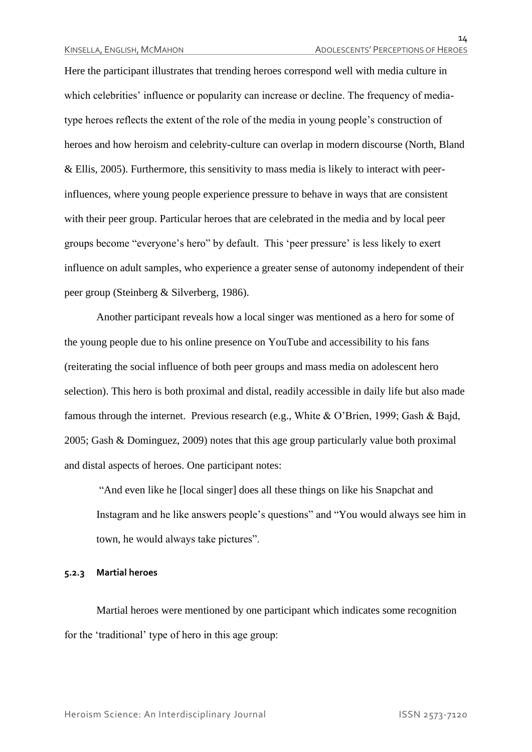Here the participant illustrates that trending heroes correspond well with media culture in which celebrities' influence or popularity can increase or decline. The frequency of media-type heroes reflects the extent of the role of the media in young people's construction of heroes and how heroism and celebrity-culture can overlap in modern discourse (North, Bland & Ellis, 2005). Furthermore, this sensitivity to mass media is likely to interact with peer-influences, where young people experience pressure to behave in ways that are consistent with their peer group. Particular heroes that are celebrated in the media and by local peer groups become "everyone's hero" by default. This 'peer pressure' is less likely to exert influence on adult samples, who experience a greater sense of autonomy independent of their peer group (Steinberg & Silverberg, 1986).

Another participant reveals how a local singer was mentioned as a hero for some of the young people due to his online presence on YouTube and accessibility to his fans (reiterating the social influence of both peer groups and mass media on adolescent hero selection). This hero is both proximal and distal, readily accessible in daily life but also made famous through the internet. Previous research (e.g., White & O'Brien, 1999; Gash & Bajd, 2005; Gash & Dominguez, 2009) notes that this age group particularly value both proximal and distal aspects of heroes. One participant notes:

> "And even like he [local singer] does all these things on like his Snapchat and Instagram and he like answers people's questions" and "You would always see him in town, he would always take pictures".

#### 5.2.3 Martial heroes

Martial heroes were mentioned by one participant which indicates some recognition for the 'traditional' type of hero in this age group: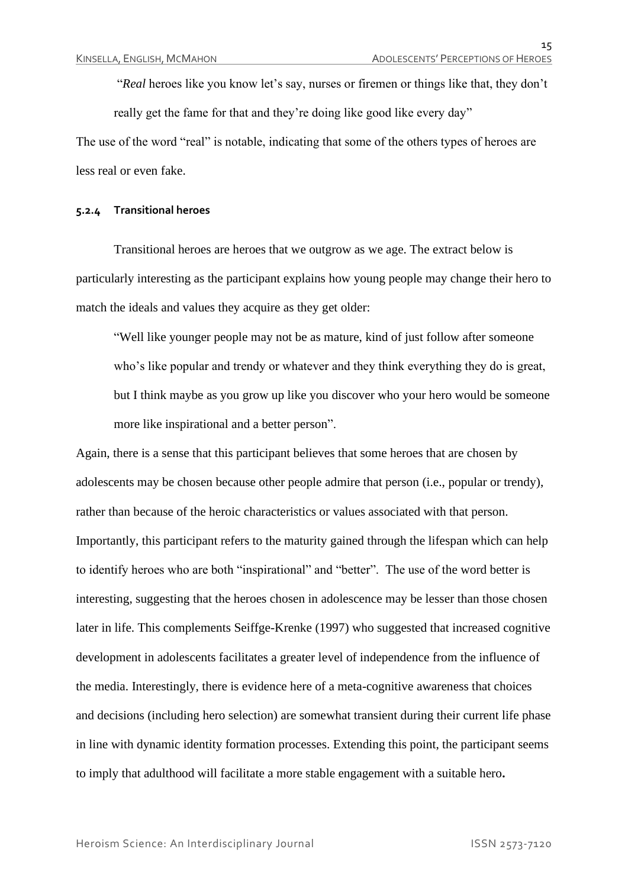> "*Real* heroes like you know let's say, nurses or firemen or things like that, they don't really get the fame for that and they're doing like good like every day"

The use of the word "real" is notable, indicating that some of the others types of heroes are less real or even fake.

#### 5.2.4 Transitional heroes

Transitional heroes are heroes that we outgrow as we age. The extract below is particularly interesting as the participant explains how young people may change their hero to match the ideals and values they acquire as they get older:

> "Well like younger people may not be as mature, kind of just follow after someone who's like popular and trendy or whatever and they think everything they do is great, but I think maybe as you grow up like you discover who your hero would be someone more like inspirational and a better person".

Again, there is a sense that this participant believes that some heroes that are chosen by adolescents may be chosen because other people admire that person (i.e., popular or trendy), rather than because of the heroic characteristics or values associated with that person. Importantly, this participant refers to the maturity gained through the lifespan which can help to identify heroes who are both "inspirational" and "better". The use of the word better is interesting, suggesting that the heroes chosen in adolescence may be lesser than those chosen later in life. This complements Seiffge-Krenke (1997) who suggested that increased cognitive development in adolescents facilitates a greater level of independence from the influence of the media. Interestingly, there is evidence here of a meta-cognitive awareness that choices and decisions (including hero selection) are somewhat transient during their current life phase in line with dynamic identity formation processes. Extending this point, the participant seems to imply that adulthood will facilitate a more stable engagement with a suitable hero.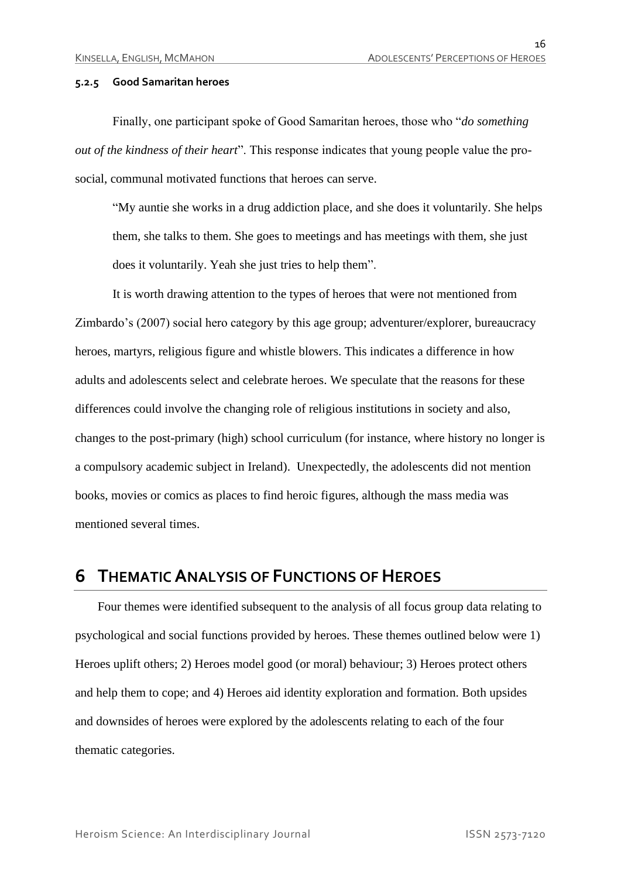#### 5.2.5 Good Samaritan heroes

Finally, one participant spoke of Good Samaritan heroes, those who "*do something out of the kindness of their heart*". This response indicates that young people value the pro-social, communal motivated functions that heroes can serve.

> "My auntie she works in a drug addiction place, and she does it voluntarily. She helps them, she talks to them. She goes to meetings and has meetings with them, she just does it voluntarily. Yeah she just tries to help them".

It is worth drawing attention to the types of heroes that were not mentioned from Zimbardo's (2007) social hero category by this age group; adventurer/explorer, bureaucracy heroes, martyrs, religious figure and whistle blowers. This indicates a difference in how adults and adolescents select and celebrate heroes. We speculate that the reasons for these differences could involve the changing role of religious institutions in society and also, changes to the post-primary (high) school curriculum (for instance, where history no longer is a compulsory academic subject in Ireland). Unexpectedly, the adolescents did not mention books, movies or comics as places to find heroic figures, although the mass media was mentioned several times.

# 6 Thematic Analysis of Functions of Heroes

Four themes were identified subsequent to the analysis of all focus group data relating to psychological and social functions provided by heroes. These themes outlined below were 1) Heroes uplift others; 2) Heroes model good (or moral) behaviour; 3) Heroes protect others and help them to cope; and 4) Heroes aid identity exploration and formation. Both upsides and downsides of heroes were explored by the adolescents relating to each of the four thematic categories.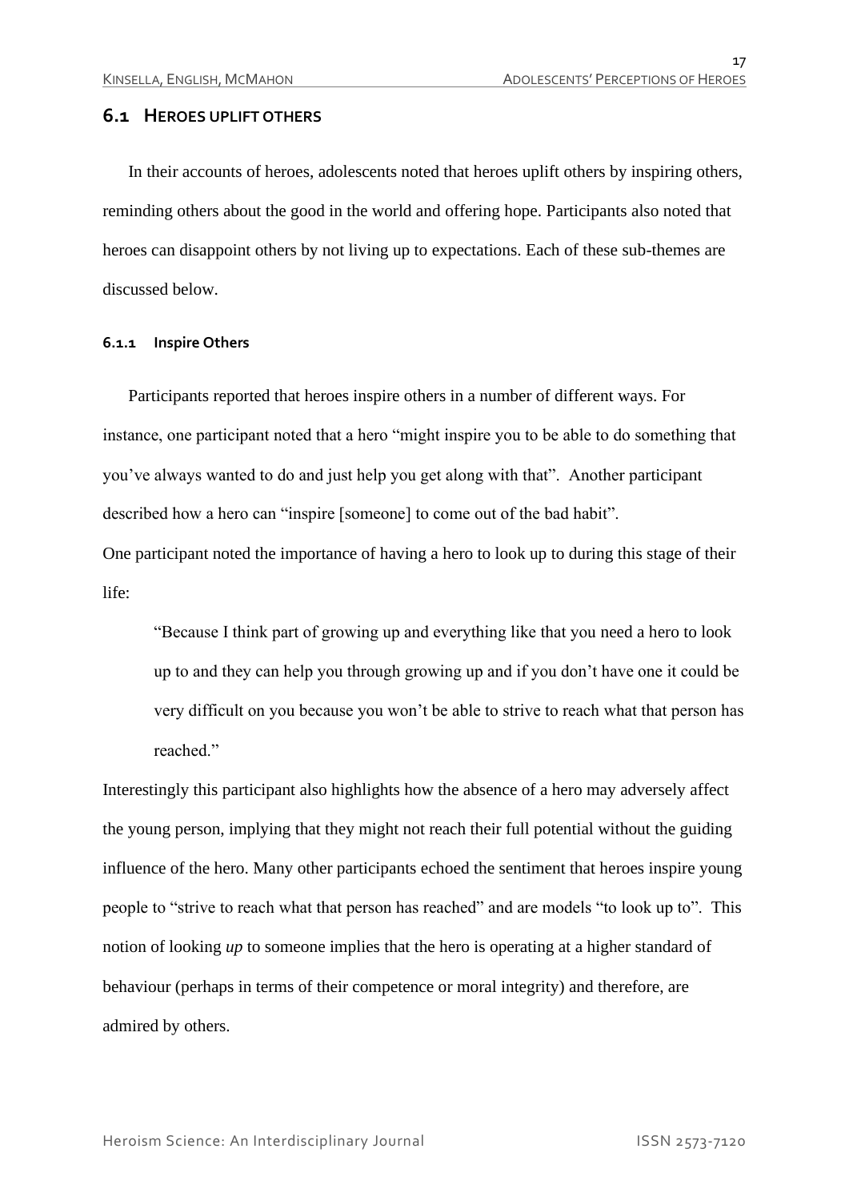## 6.1 Heroes Uplift Others

In their accounts of heroes, adolescents noted that heroes uplift others by inspiring others, reminding others about the good in the world and offering hope. Participants also noted that heroes can disappoint others by not living up to expectations. Each of these sub-themes are discussed below.

### 6.1.1 Inspire Others

Participants reported that heroes inspire others in a number of different ways. For instance, one participant noted that a hero "might inspire you to be able to do something that you've always wanted to do and just help you get along with that". Another participant described how a hero can "inspire [someone] to come out of the bad habit".

One participant noted the importance of having a hero to look up to during this stage of their life:

> "Because I think part of growing up and everything like that you need a hero to look up to and they can help you through growing up and if you don't have one it could be very difficult on you because you won't be able to strive to reach what that person has reached."

Interestingly this participant also highlights how the absence of a hero may adversely affect the young person, implying that they might not reach their full potential without the guiding influence of the hero. Many other participants echoed the sentiment that heroes inspire young people to "strive to reach what that person has reached" and are models "to look up to". This notion of looking *up* to someone implies that the hero is operating at a higher standard of behaviour (perhaps in terms of their competence or moral integrity) and therefore, are admired by others.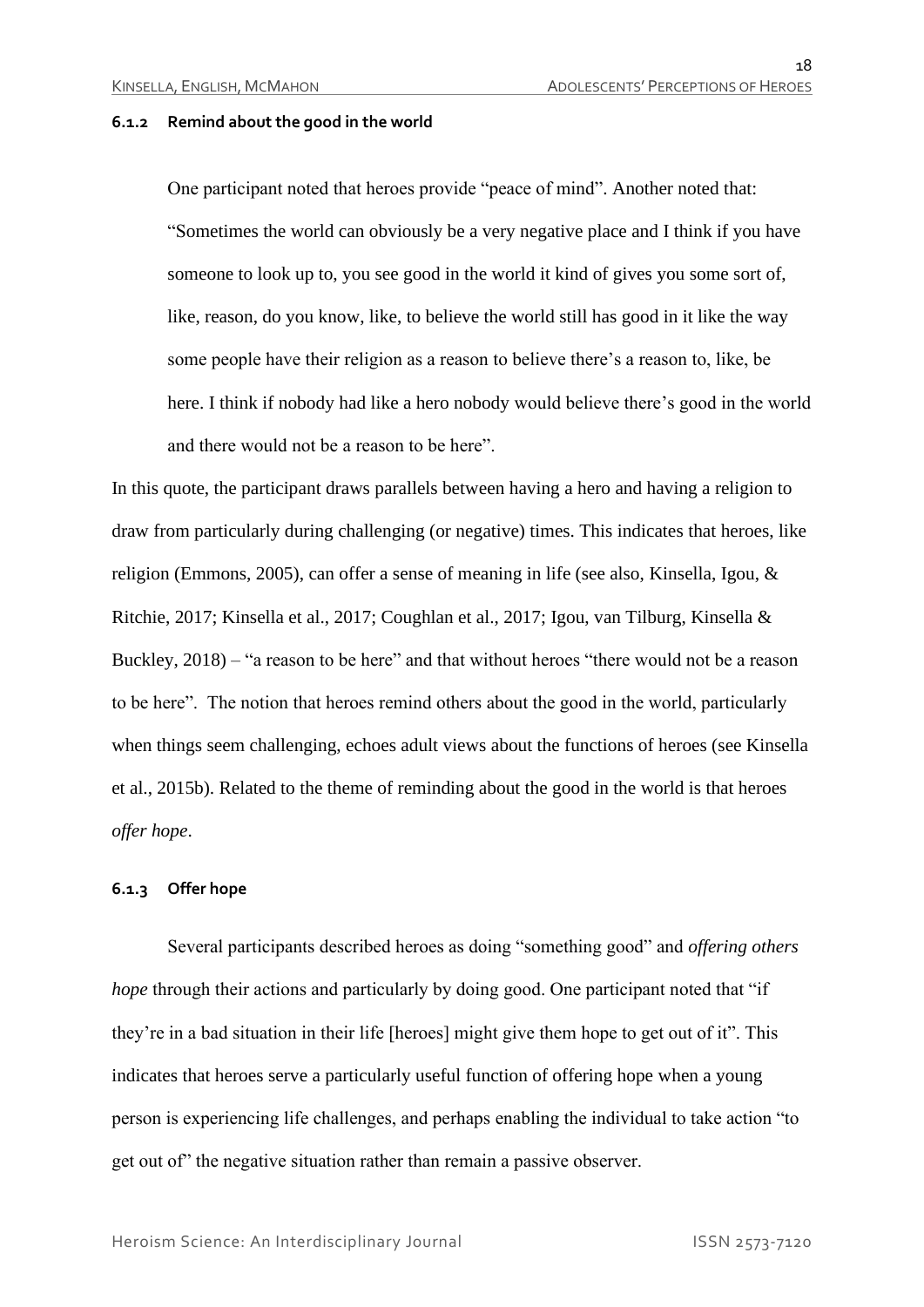#### 6.1.2 Remind about the good in the world

> One participant noted that heroes provide "peace of mind". Another noted that: "Sometimes the world can obviously be a very negative place and I think if you have someone to look up to, you see good in the world it kind of gives you some sort of, like, reason, do you know, like, to believe the world still has good in it like the way some people have their religion as a reason to believe there's a reason to, like, be here. I think if nobody had like a hero nobody would believe there's good in the world and there would not be a reason to be here".

In this quote, the participant draws parallels between having a hero and having a religion to draw from particularly during challenging (or negative) times. This indicates that heroes, like religion (Emmons, 2005), can offer a sense of meaning in life (see also, Kinsella, Igou, & Ritchie, 2017; Kinsella et al., 2017; Coughlan et al., 2017; Igou, van Tilburg, Kinsella & Buckley, 2018) – "a reason to be here" and that without heroes "there would not be a reason to be here". The notion that heroes remind others about the good in the world, particularly when things seem challenging, echoes adult views about the functions of heroes (see Kinsella et al., 2015b). Related to the theme of reminding about the good in the world is that heroes *offer hope*.

#### 6.1.3 Offer hope

Several participants described heroes as doing "something good" and *offering others hope* through their actions and particularly by doing good. One participant noted that "if they're in a bad situation in their life [heroes] might give them hope to get out of it". This indicates that heroes serve a particularly useful function of offering hope when a young person is experiencing life challenges, and perhaps enabling the individual to take action "to get out of" the negative situation rather than remain a passive observer.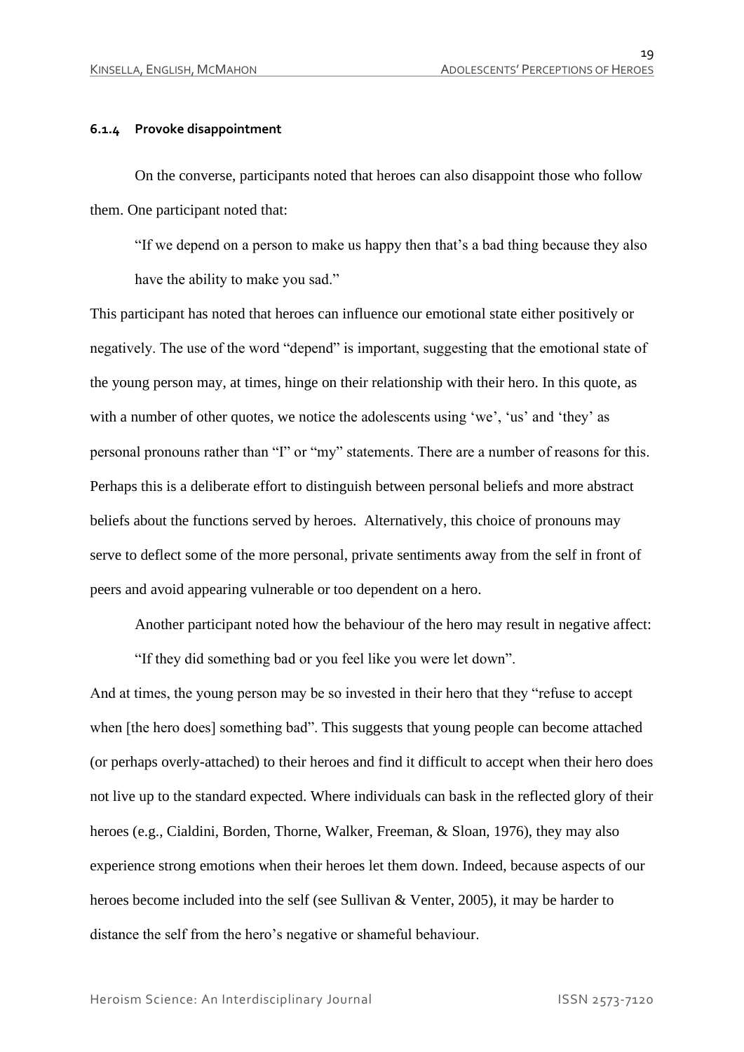#### 6.1.4 Provoke disappointment

On the converse, participants noted that heroes can also disappoint those who follow them. One participant noted that:

> "If we depend on a person to make us happy then that's a bad thing because they also have the ability to make you sad."

This participant has noted that heroes can influence our emotional state either positively or negatively. The use of the word "depend" is important, suggesting that the emotional state of the young person may, at times, hinge on their relationship with their hero. In this quote, as with a number of other quotes, we notice the adolescents using 'we', 'us' and 'they' as personal pronouns rather than "I" or "my" statements. There are a number of reasons for this. Perhaps this is a deliberate effort to distinguish between personal beliefs and more abstract beliefs about the functions served by heroes. Alternatively, this choice of pronouns may serve to deflect some of the more personal, private sentiments away from the self in front of peers and avoid appearing vulnerable or too dependent on a hero.

Another participant noted how the behaviour of the hero may result in negative affect:

> "If they did something bad or you feel like you were let down".

And at times, the young person may be so invested in their hero that they "refuse to accept when [the hero does] something bad". This suggests that young people can become attached (or perhaps overly-attached) to their heroes and find it difficult to accept when their hero does not live up to the standard expected. Where individuals can bask in the reflected glory of their heroes (e.g., Cialdini, Borden, Thorne, Walker, Freeman, & Sloan, 1976), they may also experience strong emotions when their heroes let them down. Indeed, because aspects of our heroes become included into the self (see Sullivan & Venter, 2005), it may be harder to distance the self from the hero's negative or shameful behaviour.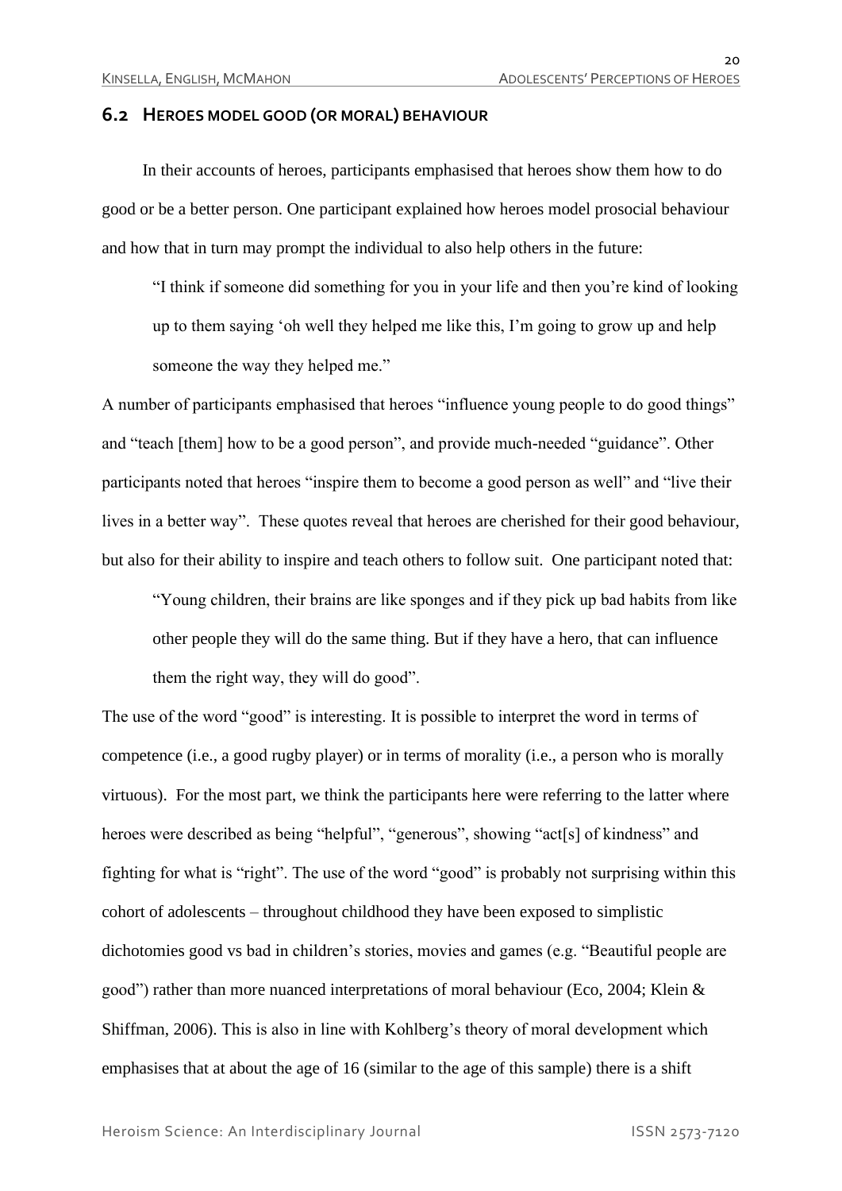## 6.2 Heroes model good (or moral) behaviour

In their accounts of heroes, participants emphasised that heroes show them how to do good or be a better person. One participant explained how heroes model prosocial behaviour and how that in turn may prompt the individual to also help others in the future:

> "I think if someone did something for you in your life and then you're kind of looking up to them saying 'oh well they helped me like this, I'm going to grow up and help someone the way they helped me."

A number of participants emphasised that heroes "influence young people to do good things" and "teach [them] how to be a good person", and provide much-needed "guidance". Other participants noted that heroes "inspire them to become a good person as well" and "live their lives in a better way". These quotes reveal that heroes are cherished for their good behaviour, but also for their ability to inspire and teach others to follow suit. One participant noted that:

> "Young children, their brains are like sponges and if they pick up bad habits from like other people they will do the same thing. But if they have a hero, that can influence them the right way, they will do good".

The use of the word "good" is interesting. It is possible to interpret the word in terms of competence (i.e., a good rugby player) or in terms of morality (i.e., a person who is morally virtuous). For the most part, we think the participants here were referring to the latter where heroes were described as being "helpful", "generous", showing "act[s] of kindness" and fighting for what is "right". The use of the word "good" is probably not surprising within this cohort of adolescents – throughout childhood they have been exposed to simplistic dichotomies good vs bad in children's stories, movies and games (e.g. "Beautiful people are good") rather than more nuanced interpretations of moral behaviour (Eco, 2004; Klein & Shiffman, 2006). This is also in line with Kohlberg's theory of moral development which emphasises that at about the age of 16 (similar to the age of this sample) there is a shift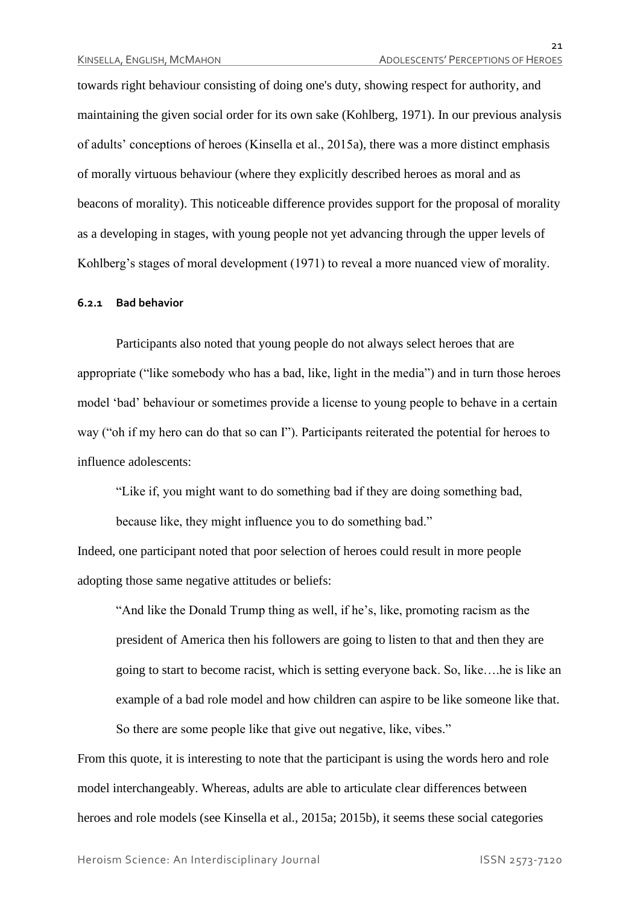towards right behaviour consisting of doing one's duty, showing respect for authority, and maintaining the given social order for its own sake (Kohlberg, 1971). In our previous analysis of adults' conceptions of heroes (Kinsella et al., 2015a), there was a more distinct emphasis of morally virtuous behaviour (where they explicitly described heroes as moral and as beacons of morality). This noticeable difference provides support for the proposal of morality as a developing in stages, with young people not yet advancing through the upper levels of Kohlberg's stages of moral development (1971) to reveal a more nuanced view of morality.

#### 6.2.1 Bad behavior

Participants also noted that young people do not always select heroes that are appropriate ("like somebody who has a bad, like, light in the media") and in turn those heroes model 'bad' behaviour or sometimes provide a license to young people to behave in a certain way ("oh if my hero can do that so can I"). Participants reiterated the potential for heroes to influence adolescents:

> "Like if, you might want to do something bad if they are doing something bad, because like, they might influence you to do something bad."

Indeed, one participant noted that poor selection of heroes could result in more people adopting those same negative attitudes or beliefs:

> "And like the Donald Trump thing as well, if he's, like, promoting racism as the president of America then his followers are going to listen to that and then they are going to start to become racist, which is setting everyone back. So, like….he is like an example of a bad role model and how children can aspire to be like someone like that. So there are some people like that give out negative, like, vibes."

From this quote, it is interesting to note that the participant is using the words hero and role model interchangeably. Whereas, adults are able to articulate clear differences between heroes and role models (see Kinsella et al., 2015a; 2015b), it seems these social categories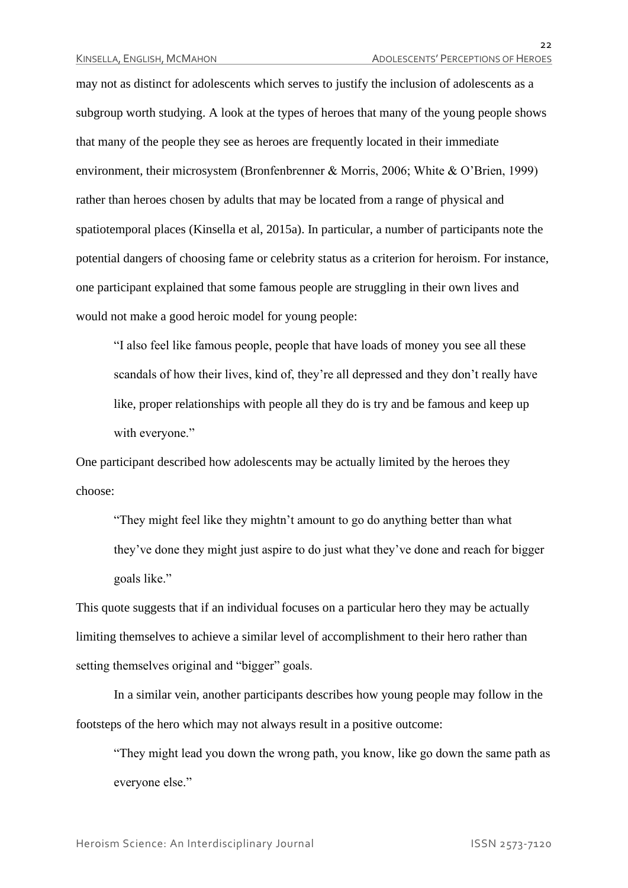may not as distinct for adolescents which serves to justify the inclusion of adolescents as a subgroup worth studying. A look at the types of heroes that many of the young people shows that many of the people they see as heroes are frequently located in their immediate environment, their microsystem (Bronfenbrenner & Morris, 2006; White & O'Brien, 1999) rather than heroes chosen by adults that may be located from a range of physical and spatiotemporal places (Kinsella et al, 2015a). In particular, a number of participants note the potential dangers of choosing fame or celebrity status as a criterion for heroism. For instance, one participant explained that some famous people are struggling in their own lives and would not make a good heroic model for young people:

> "I also feel like famous people, people that have loads of money you see all these scandals of how their lives, kind of, they're all depressed and they don't really have like, proper relationships with people all they do is try and be famous and keep up with everyone."

One participant described how adolescents may be actually limited by the heroes they choose:

> "They might feel like they mightn't amount to go do anything better than what they've done they might just aspire to do just what they've done and reach for bigger goals like."

This quote suggests that if an individual focuses on a particular hero they may be actually limiting themselves to achieve a similar level of accomplishment to their hero rather than setting themselves original and "bigger" goals.

In a similar vein, another participants describes how young people may follow in the footsteps of the hero which may not always result in a positive outcome:

> "They might lead you down the wrong path, you know, like go down the same path as everyone else."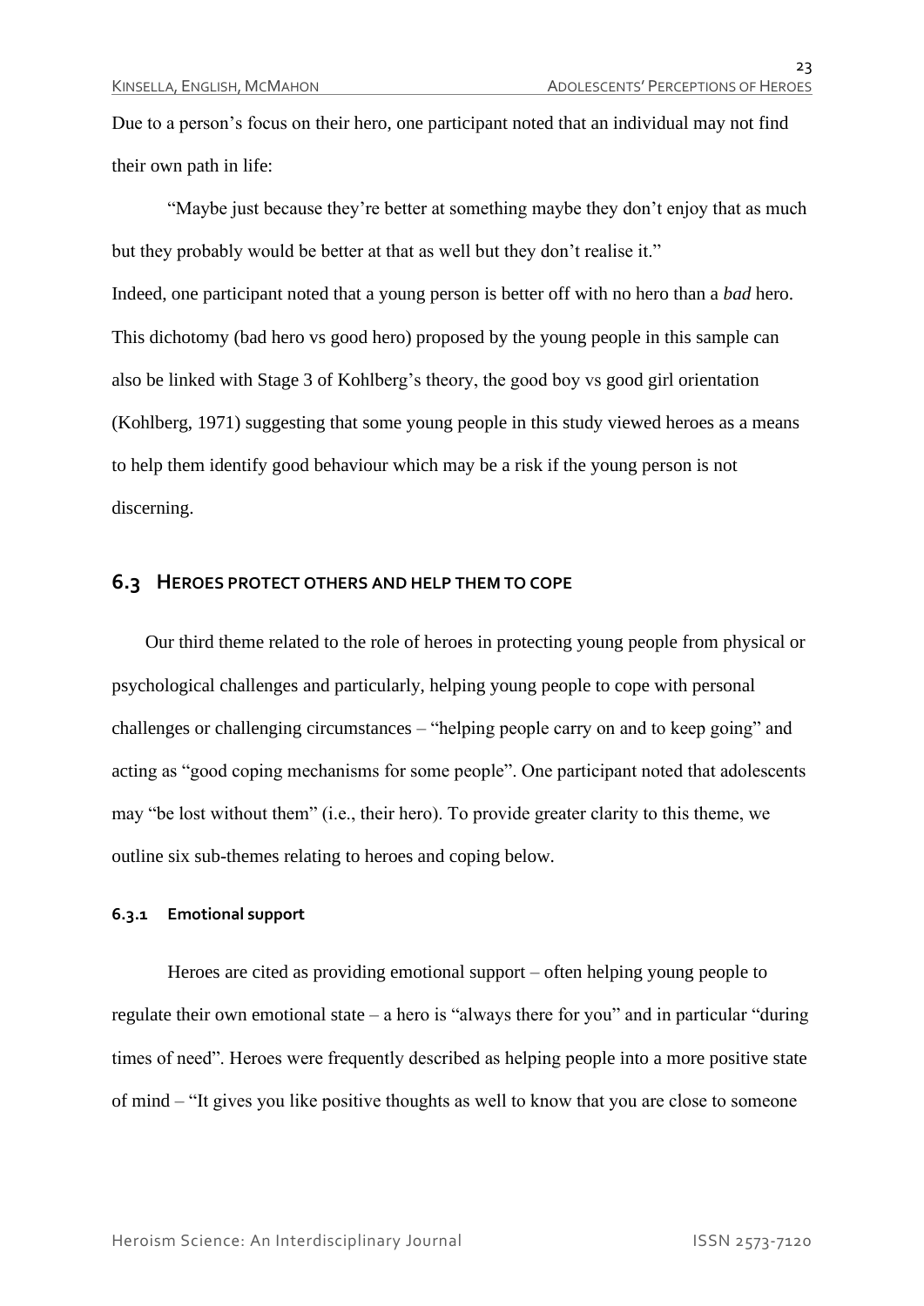Due to a person's focus on their hero, one participant noted that an individual may not find their own path in life:

"Maybe just because they're better at something maybe they don't enjoy that as much but they probably would be better at that as well but they don't realise it."

Indeed, one participant noted that a young person is better off with no hero than a *bad* hero. This dichotomy (bad hero vs good hero) proposed by the young people in this sample can also be linked with Stage 3 of Kohlberg's theory, the good boy vs good girl orientation (Kohlberg, 1971) suggesting that some young people in this study viewed heroes as a means to help them identify good behaviour which may be a risk if the young person is not discerning.

## 6.3 Heroes protect others and help them to cope

Our third theme related to the role of heroes in protecting young people from physical or psychological challenges and particularly, helping young people to cope with personal challenges or challenging circumstances – "helping people carry on and to keep going" and acting as "good coping mechanisms for some people". One participant noted that adolescents may "be lost without them" (i.e., their hero). To provide greater clarity to this theme, we outline six sub-themes relating to heroes and coping below.

### 6.3.1 Emotional support

Heroes are cited as providing emotional support – often helping young people to regulate their own emotional state – a hero is "always there for you" and in particular "during times of need". Heroes were frequently described as helping people into a more positive state of mind – "It gives you like positive thoughts as well to know that you are close to someone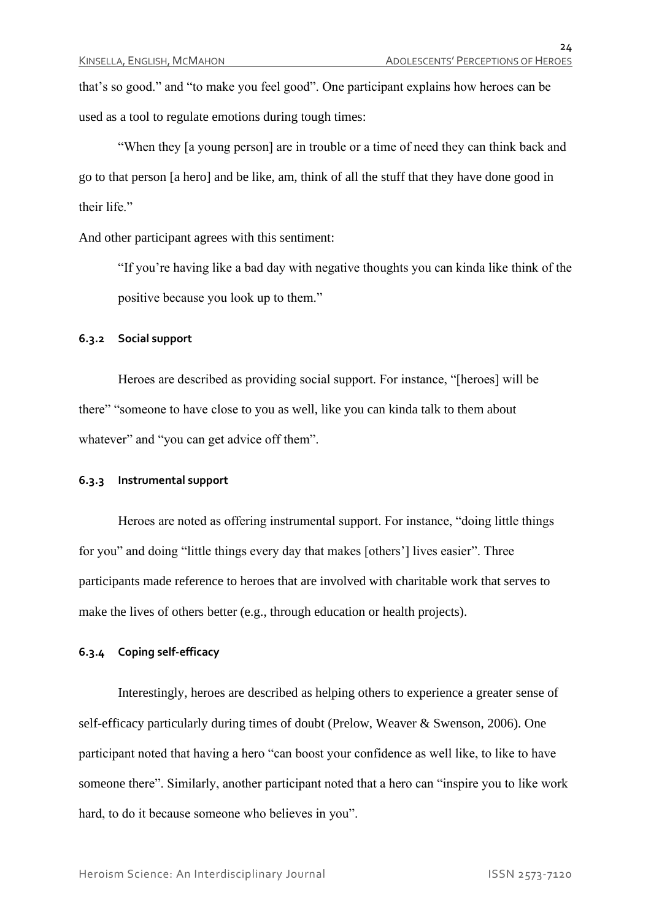that's so good." and "to make you feel good". One participant explains how heroes can be used as a tool to regulate emotions during tough times:

> "When they [a young person] are in trouble or a time of need they can think back and go to that person [a hero] and be like, am, think of all the stuff that they have done good in their life."

And other participant agrees with this sentiment:

> "If you're having like a bad day with negative thoughts you can kinda like think of the positive because you look up to them."

#### 6.3.2 Social support

Heroes are described as providing social support. For instance, "[heroes] will be there" "someone to have close to you as well, like you can kinda talk to them about whatever" and "you can get advice off them".

#### 6.3.3 Instrumental support

Heroes are noted as offering instrumental support. For instance, "doing little things for you" and doing "little things every day that makes [others'] lives easier". Three participants made reference to heroes that are involved with charitable work that serves to make the lives of others better (e.g., through education or health projects).

#### 6.3.4 Coping self-efficacy

Interestingly, heroes are described as helping others to experience a greater sense of self-efficacy particularly during times of doubt (Prelow, Weaver & Swenson, 2006). One participant noted that having a hero "can boost your confidence as well like, to like to have someone there". Similarly, another participant noted that a hero can "inspire you to like work hard, to do it because someone who believes in you".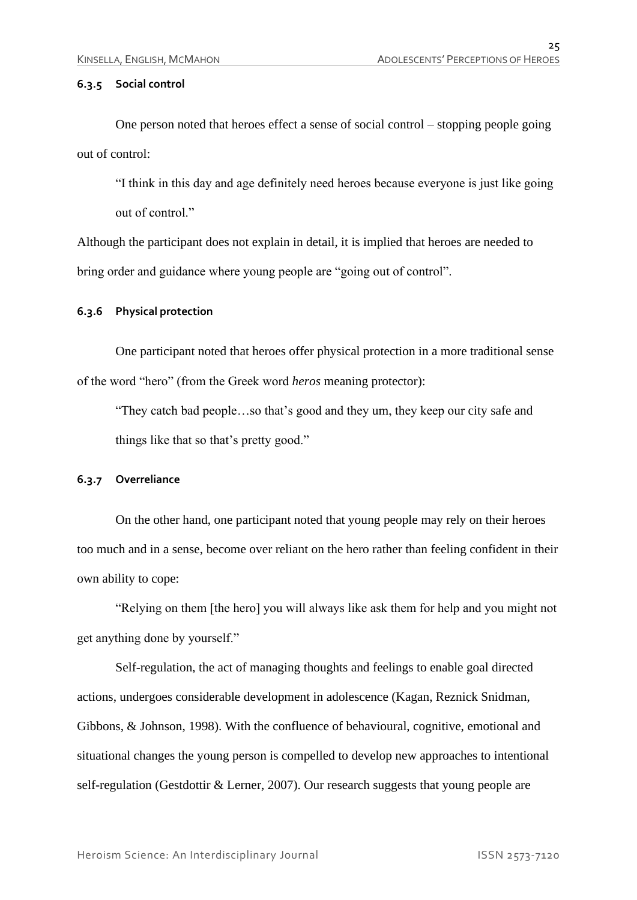### 6.3.5 Social control

One person noted that heroes effect a sense of social control – stopping people going out of control:

> "I think in this day and age definitely need heroes because everyone is just like going out of control."

Although the participant does not explain in detail, it is implied that heroes are needed to bring order and guidance where young people are "going out of control".

### 6.3.6 Physical protection

One participant noted that heroes offer physical protection in a more traditional sense of the word "hero" (from the Greek word *heros* meaning protector):

> "They catch bad people…so that's good and they um, they keep our city safe and things like that so that's pretty good."

### 6.3.7 Overreliance

On the other hand, one participant noted that young people may rely on their heroes too much and in a sense, become over reliant on the hero rather than feeling confident in their own ability to cope:

"Relying on them [the hero] you will always like ask them for help and you might not get anything done by yourself."

Self-regulation, the act of managing thoughts and feelings to enable goal directed actions, undergoes considerable development in adolescence (Kagan, Reznick Snidman, Gibbons, & Johnson, 1998). With the confluence of behavioural, cognitive, emotional and situational changes the young person is compelled to develop new approaches to intentional self-regulation (Gestdottir & Lerner, 2007). Our research suggests that young people are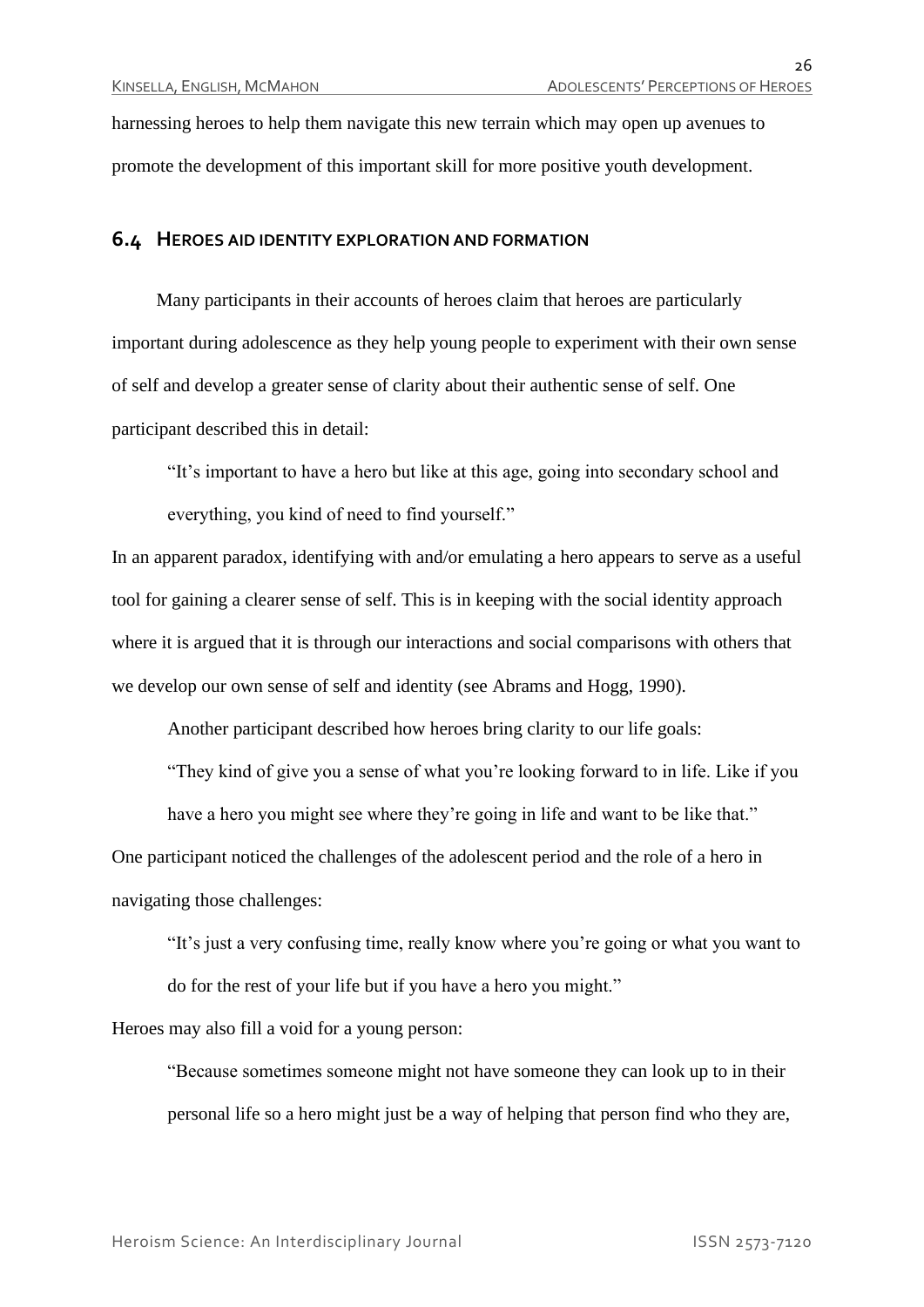harnessing heroes to help them navigate this new terrain which may open up avenues to promote the development of this important skill for more positive youth development.

## 6.4 Heroes aid identity exploration and formation

Many participants in their accounts of heroes claim that heroes are particularly important during adolescence as they help young people to experiment with their own sense of self and develop a greater sense of clarity about their authentic sense of self. One participant described this in detail:

> "It's important to have a hero but like at this age, going into secondary school and everything, you kind of need to find yourself."

In an apparent paradox, identifying with and/or emulating a hero appears to serve as a useful tool for gaining a clearer sense of self. This is in keeping with the social identity approach where it is argued that it is through our interactions and social comparisons with others that we develop our own sense of self and identity (see Abrams and Hogg, 1990).

Another participant described how heroes bring clarity to our life goals:

> "They kind of give you a sense of what you're looking forward to in life. Like if you have a hero you might see where they're going in life and want to be like that."

One participant noticed the challenges of the adolescent period and the role of a hero in navigating those challenges:

> "It's just a very confusing time, really know where you're going or what you want to do for the rest of your life but if you have a hero you might."

Heroes may also fill a void for a young person:

> "Because sometimes someone might not have someone they can look up to in their personal life so a hero might just be a way of helping that person find who they are,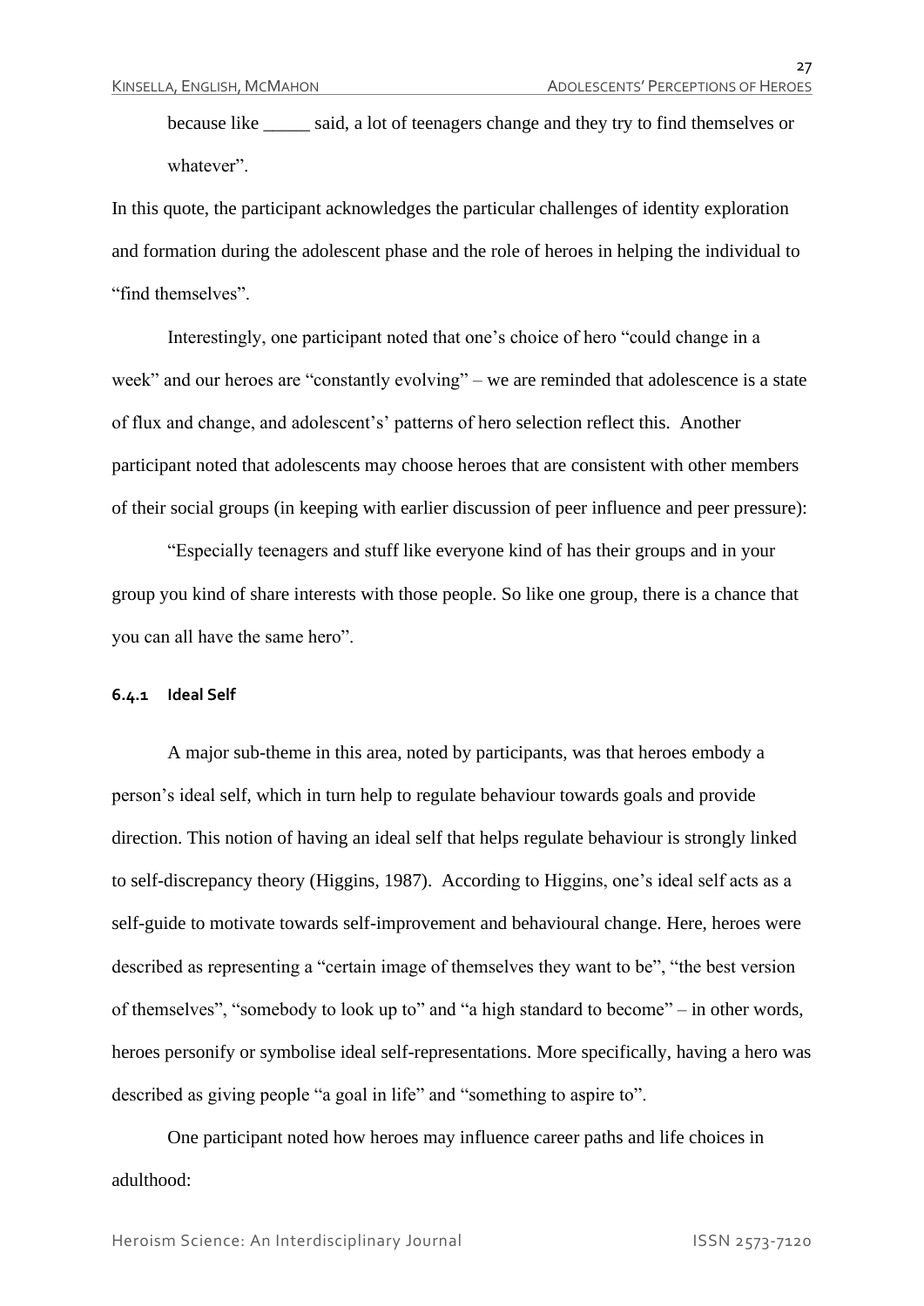because like _____ said, a lot of teenagers change and they try to find themselves or whatever".

In this quote, the participant acknowledges the particular challenges of identity exploration and formation during the adolescent phase and the role of heroes in helping the individual to "find themselves".

Interestingly, one participant noted that one's choice of hero "could change in a week" and our heroes are "constantly evolving" – we are reminded that adolescence is a state of flux and change, and adolescent's' patterns of hero selection reflect this. Another participant noted that adolescents may choose heroes that are consistent with other members of their social groups (in keeping with earlier discussion of peer influence and peer pressure):

"Especially teenagers and stuff like everyone kind of has their groups and in your group you kind of share interests with those people. So like one group, there is a chance that you can all have the same hero".

#### 6.4.1 Ideal Self

A major sub-theme in this area, noted by participants, was that heroes embody a person's ideal self, which in turn help to regulate behaviour towards goals and provide direction. This notion of having an ideal self that helps regulate behaviour is strongly linked to self-discrepancy theory (Higgins, 1987). According to Higgins, one's ideal self acts as a self-guide to motivate towards self-improvement and behavioural change. Here, heroes were described as representing a "certain image of themselves they want to be", "the best version of themselves", "somebody to look up to" and "a high standard to become" – in other words, heroes personify or symbolise ideal self-representations. More specifically, having a hero was described as giving people "a goal in life" and "something to aspire to".

One participant noted how heroes may influence career paths and life choices in adulthood: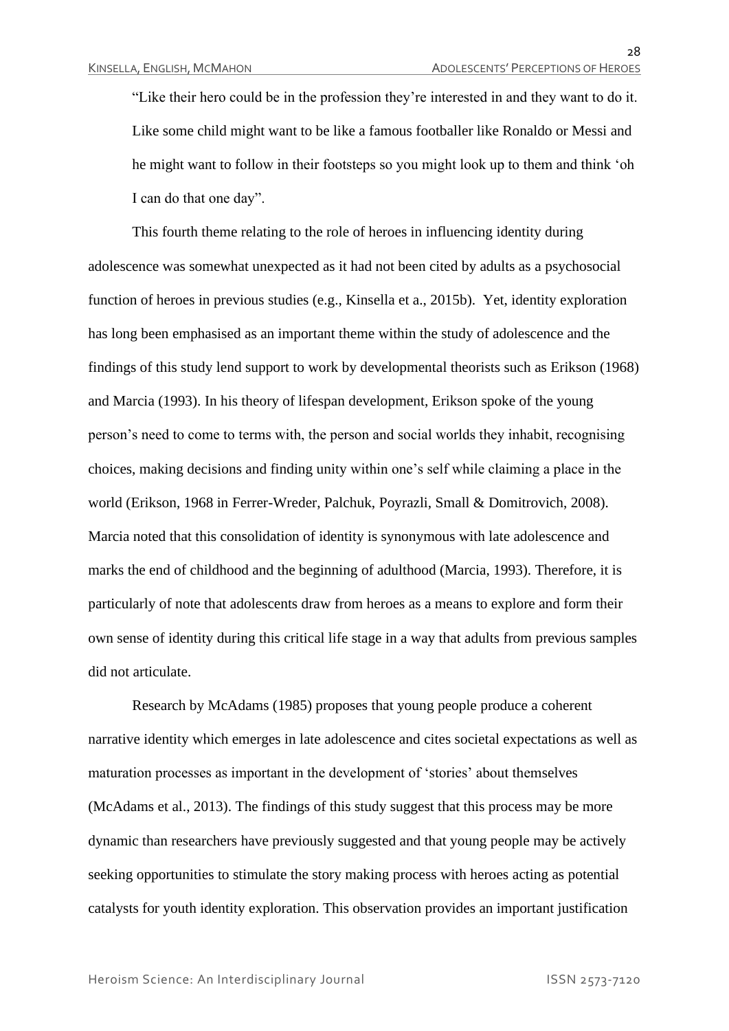"Like their hero could be in the profession they're interested in and they want to do it. Like some child might want to be like a famous footballer like Ronaldo or Messi and he might want to follow in their footsteps so you might look up to them and think 'oh I can do that one day".

This fourth theme relating to the role of heroes in influencing identity during adolescence was somewhat unexpected as it had not been cited by adults as a psychosocial function of heroes in previous studies (e.g., Kinsella et a., 2015b). Yet, identity exploration has long been emphasised as an important theme within the study of adolescence and the findings of this study lend support to work by developmental theorists such as Erikson (1968) and Marcia (1993). In his theory of lifespan development, Erikson spoke of the young person's need to come to terms with, the person and social worlds they inhabit, recognising choices, making decisions and finding unity within one's self while claiming a place in the world (Erikson, 1968 in Ferrer-Wreder, Palchuk, Poyrazli, Small & Domitrovich, 2008). Marcia noted that this consolidation of identity is synonymous with late adolescence and marks the end of childhood and the beginning of adulthood (Marcia, 1993). Therefore, it is particularly of note that adolescents draw from heroes as a means to explore and form their own sense of identity during this critical life stage in a way that adults from previous samples did not articulate.

Research by McAdams (1985) proposes that young people produce a coherent narrative identity which emerges in late adolescence and cites societal expectations as well as maturation processes as important in the development of 'stories' about themselves (McAdams et al., 2013). The findings of this study suggest that this process may be more dynamic than researchers have previously suggested and that young people may be actively seeking opportunities to stimulate the story making process with heroes acting as potential catalysts for youth identity exploration. This observation provides an important justification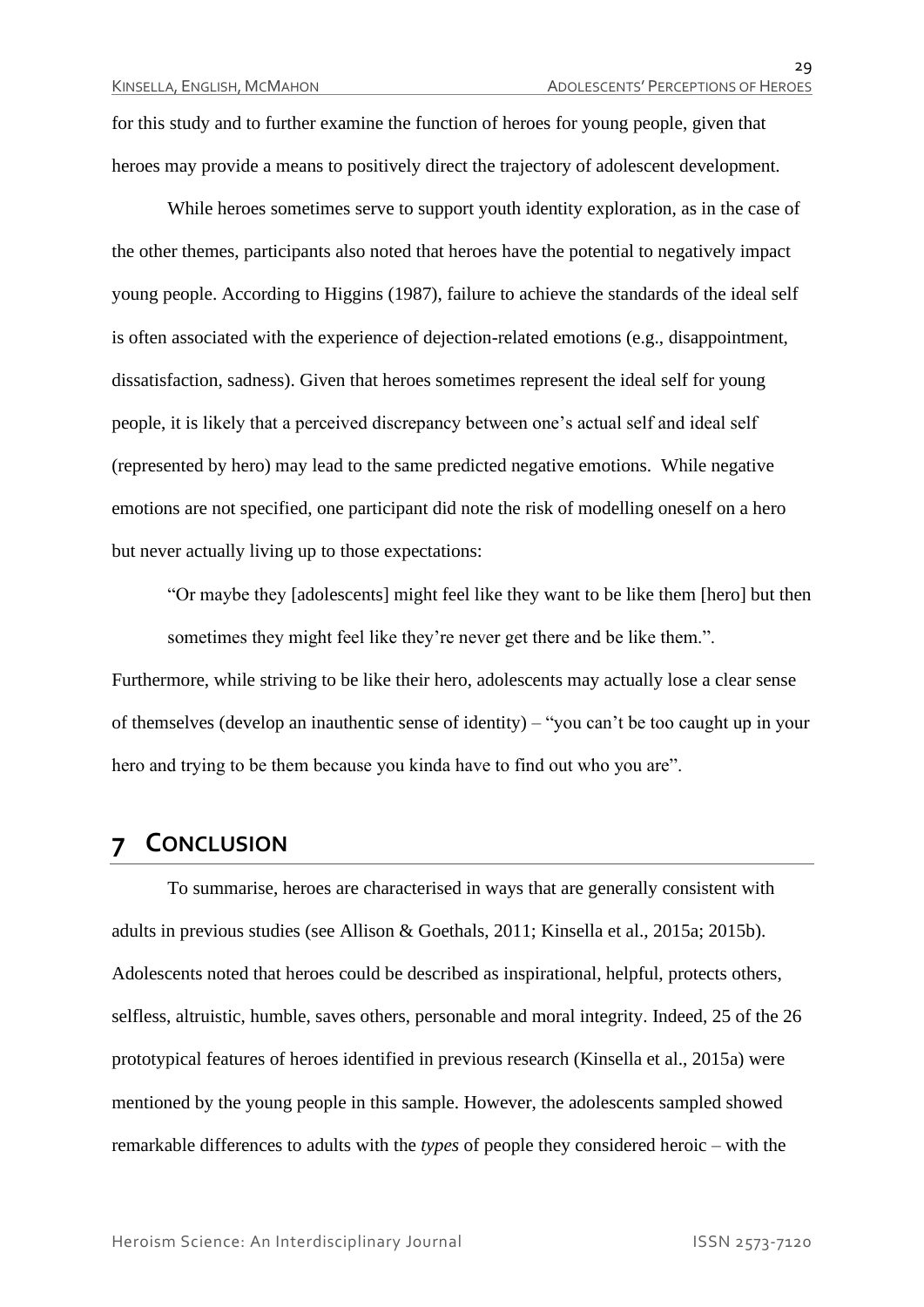for this study and to further examine the function of heroes for young people, given that heroes may provide a means to positively direct the trajectory of adolescent development.

While heroes sometimes serve to support youth identity exploration, as in the case of the other themes, participants also noted that heroes have the potential to negatively impact young people. According to Higgins (1987), failure to achieve the standards of the ideal self is often associated with the experience of dejection-related emotions (e.g., disappointment, dissatisfaction, sadness). Given that heroes sometimes represent the ideal self for young people, it is likely that a perceived discrepancy between one's actual self and ideal self (represented by hero) may lead to the same predicted negative emotions. While negative emotions are not specified, one participant did note the risk of modelling oneself on a hero but never actually living up to those expectations:

> "Or maybe they [adolescents] might feel like they want to be like them [hero] but then sometimes they might feel like they're never get there and be like them.".

Furthermore, while striving to be like their hero, adolescents may actually lose a clear sense of themselves (develop an inauthentic sense of identity) – "you can't be too caught up in your hero and trying to be them because you kinda have to find out who you are".

# 7 Conclusion

To summarise, heroes are characterised in ways that are generally consistent with adults in previous studies (see Allison & Goethals, 2011; Kinsella et al., 2015a; 2015b). Adolescents noted that heroes could be described as inspirational, helpful, protects others, selfless, altruistic, humble, saves others, personable and moral integrity. Indeed, 25 of the 26 prototypical features of heroes identified in previous research (Kinsella et al., 2015a) were mentioned by the young people in this sample. However, the adolescents sampled showed remarkable differences to adults with the *types* of people they considered heroic – with the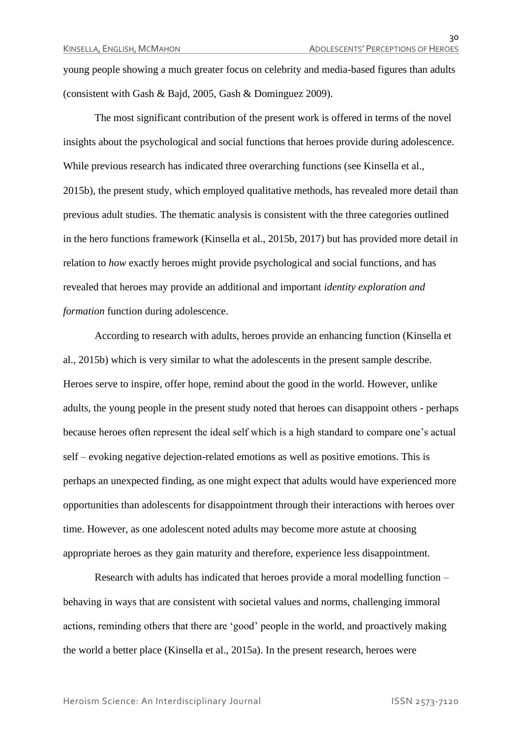young people showing a much greater focus on celebrity and media-based figures than adults (consistent with Gash & Bajd, 2005, Gash & Dominguez 2009).

The most significant contribution of the present work is offered in terms of the novel insights about the psychological and social functions that heroes provide during adolescence. While previous research has indicated three overarching functions (see Kinsella et al., 2015b), the present study, which employed qualitative methods, has revealed more detail than previous adult studies. The thematic analysis is consistent with the three categories outlined in the hero functions framework (Kinsella et al., 2015b, 2017) but has provided more detail in relation to *how* exactly heroes might provide psychological and social functions, and has revealed that heroes may provide an additional and important *identity exploration and formation* function during adolescence.

According to research with adults, heroes provide an enhancing function (Kinsella et al., 2015b) which is very similar to what the adolescents in the present sample describe. Heroes serve to inspire, offer hope, remind about the good in the world. However, unlike adults, the young people in the present study noted that heroes can disappoint others - perhaps because heroes often represent the ideal self which is a high standard to compare one's actual self – evoking negative dejection-related emotions as well as positive emotions. This is perhaps an unexpected finding, as one might expect that adults would have experienced more opportunities than adolescents for disappointment through their interactions with heroes over time. However, as one adolescent noted adults may become more astute at choosing appropriate heroes as they gain maturity and therefore, experience less disappointment.

Research with adults has indicated that heroes provide a moral modelling function – behaving in ways that are consistent with societal values and norms, challenging immoral actions, reminding others that there are 'good' people in the world, and proactively making the world a better place (Kinsella et al., 2015a). In the present research, heroes were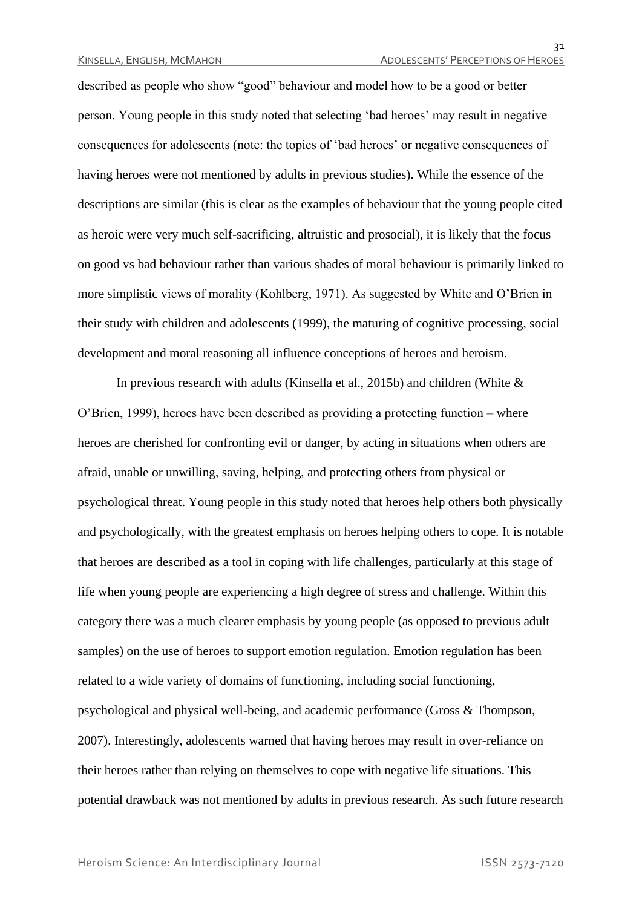described as people who show "good" behaviour and model how to be a good or better person. Young people in this study noted that selecting 'bad heroes' may result in negative consequences for adolescents (note: the topics of 'bad heroes' or negative consequences of having heroes were not mentioned by adults in previous studies). While the essence of the descriptions are similar (this is clear as the examples of behaviour that the young people cited as heroic were very much self-sacrificing, altruistic and prosocial), it is likely that the focus on good vs bad behaviour rather than various shades of moral behaviour is primarily linked to more simplistic views of morality (Kohlberg, 1971). As suggested by White and O'Brien in their study with children and adolescents (1999), the maturing of cognitive processing, social development and moral reasoning all influence conceptions of heroes and heroism.

In previous research with adults (Kinsella et al., 2015b) and children (White & O'Brien, 1999), heroes have been described as providing a protecting function – where heroes are cherished for confronting evil or danger, by acting in situations when others are afraid, unable or unwilling, saving, helping, and protecting others from physical or psychological threat. Young people in this study noted that heroes help others both physically and psychologically, with the greatest emphasis on heroes helping others to cope. It is notable that heroes are described as a tool in coping with life challenges, particularly at this stage of life when young people are experiencing a high degree of stress and challenge. Within this category there was a much clearer emphasis by young people (as opposed to previous adult samples) on the use of heroes to support emotion regulation. Emotion regulation has been related to a wide variety of domains of functioning, including social functioning, psychological and physical well-being, and academic performance (Gross & Thompson, 2007). Interestingly, adolescents warned that having heroes may result in over-reliance on their heroes rather than relying on themselves to cope with negative life situations. This potential drawback was not mentioned by adults in previous research. As such future research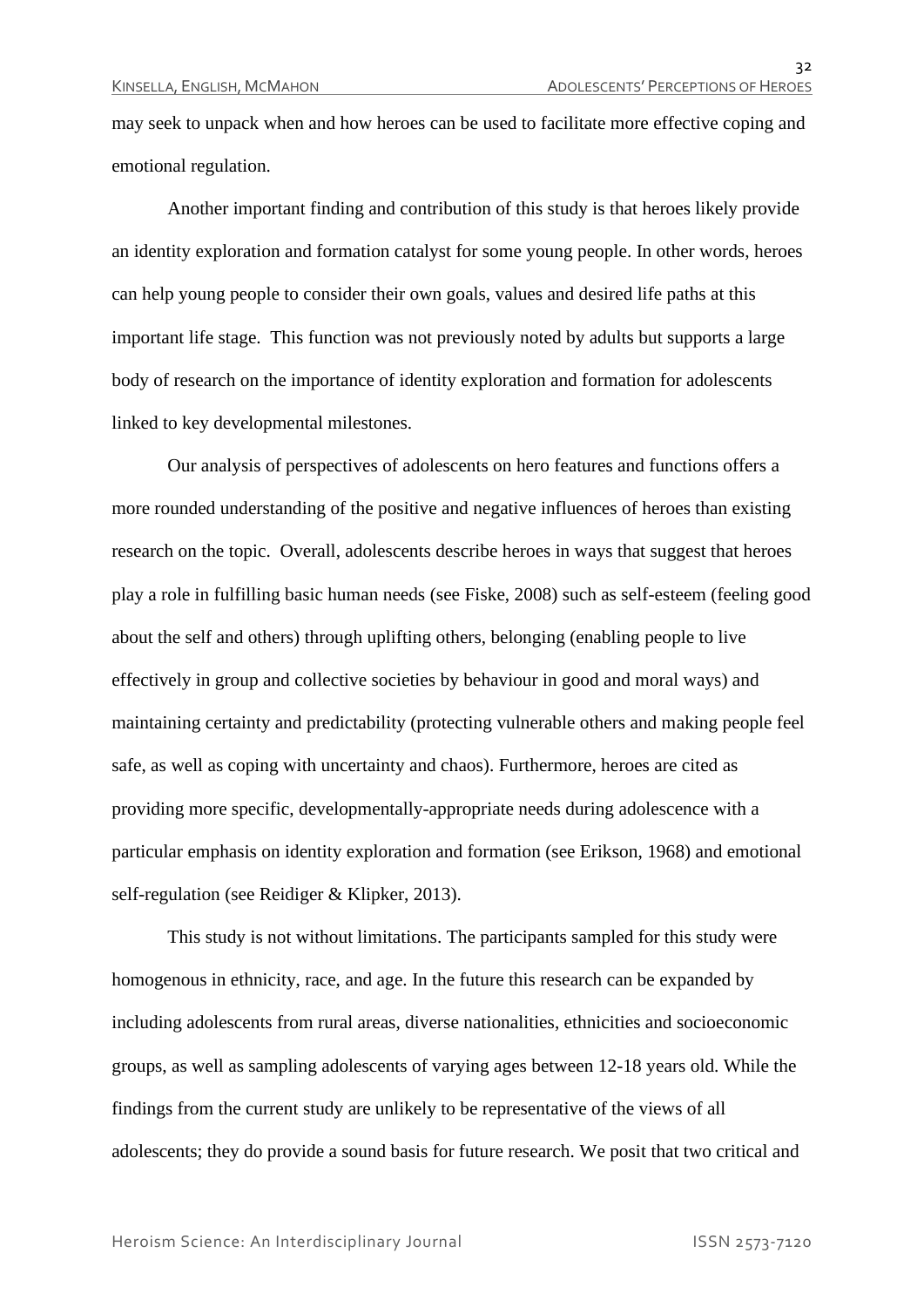may seek to unpack when and how heroes can be used to facilitate more effective coping and emotional regulation.

Another important finding and contribution of this study is that heroes likely provide an identity exploration and formation catalyst for some young people. In other words, heroes can help young people to consider their own goals, values and desired life paths at this important life stage. This function was not previously noted by adults but supports a large body of research on the importance of identity exploration and formation for adolescents linked to key developmental milestones.

Our analysis of perspectives of adolescents on hero features and functions offers a more rounded understanding of the positive and negative influences of heroes than existing research on the topic. Overall, adolescents describe heroes in ways that suggest that heroes play a role in fulfilling basic human needs (see Fiske, 2008) such as self-esteem (feeling good about the self and others) through uplifting others, belonging (enabling people to live effectively in group and collective societies by behaviour in good and moral ways) and maintaining certainty and predictability (protecting vulnerable others and making people feel safe, as well as coping with uncertainty and chaos). Furthermore, heroes are cited as providing more specific, developmentally-appropriate needs during adolescence with a particular emphasis on identity exploration and formation (see Erikson, 1968) and emotional self-regulation (see Reidiger & Klipker, 2013).

This study is not without limitations. The participants sampled for this study were homogenous in ethnicity, race, and age. In the future this research can be expanded by including adolescents from rural areas, diverse nationalities, ethnicities and socioeconomic groups, as well as sampling adolescents of varying ages between 12-18 years old. While the findings from the current study are unlikely to be representative of the views of all adolescents; they do provide a sound basis for future research. We posit that two critical and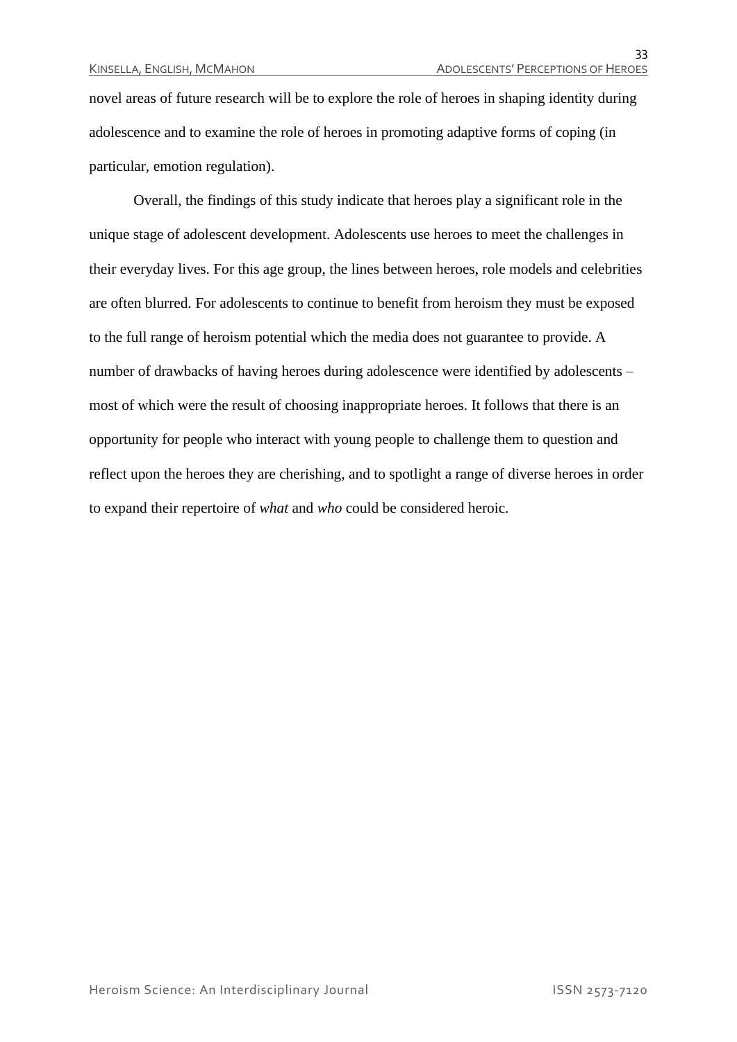novel areas of future research will be to explore the role of heroes in shaping identity during adolescence and to examine the role of heroes in promoting adaptive forms of coping (in particular, emotion regulation).

Overall, the findings of this study indicate that heroes play a significant role in the unique stage of adolescent development. Adolescents use heroes to meet the challenges in their everyday lives. For this age group, the lines between heroes, role models and celebrities are often blurred. For adolescents to continue to benefit from heroism they must be exposed to the full range of heroism potential which the media does not guarantee to provide. A number of drawbacks of having heroes during adolescence were identified by adolescents – most of which were the result of choosing inappropriate heroes. It follows that there is an opportunity for people who interact with young people to challenge them to question and reflect upon the heroes they are cherishing, and to spotlight a range of diverse heroes in order to expand their repertoire of *what* and *who* could be considered heroic.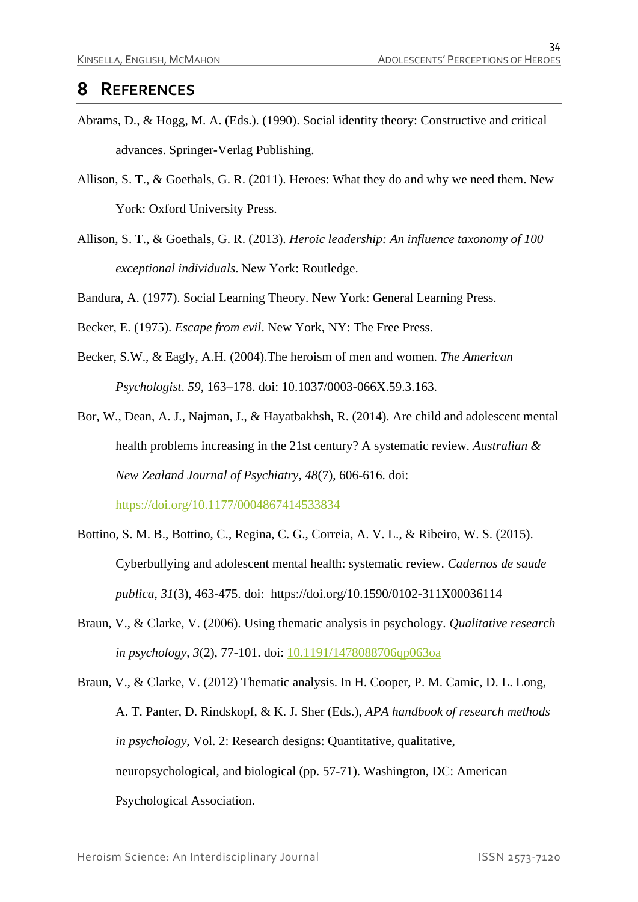# 8 REFERENCES

Abrams, D., & Hogg, M. A. (Eds.). (1990). Social identity theory: Constructive and critical advances. Springer-Verlag Publishing.

Allison, S. T., & Goethals, G. R. (2011). Heroes: What they do and why we need them. New York: Oxford University Press.

Allison, S. T., & Goethals, G. R. (2013). *Heroic leadership: An influence taxonomy of 100 exceptional individuals*. New York: Routledge.

Bandura, A. (1977). Social Learning Theory. New York: General Learning Press.

Becker, E. (1975). *Escape from evil*. New York, NY: The Free Press.

Becker, S.W., & Eagly, A.H. (2004).The heroism of men and women. *The American Psychologist*. *59*, 163–178. doi: 10.1037/0003-066X.59.3.163.

Bor, W., Dean, A. J., Najman, J., & Hayatbakhsh, R. (2014). Are child and adolescent mental health problems increasing in the 21st century? A systematic review. *Australian & New Zealand Journal of Psychiatry*, *48*(7), 606-616. doi: https://doi.org/10.1177/0004867414533834

Bottino, S. M. B., Bottino, C., Regina, C. G., Correia, A. V. L., & Ribeiro, W. S. (2015). Cyberbullying and adolescent mental health: systematic review. *Cadernos de saude publica*, *31*(3), 463-475. doi: https://doi.org/10.1590/0102-311X00036114

Braun, V., & Clarke, V. (2006). Using thematic analysis in psychology. *Qualitative research in psychology*, *3*(2), 77-101. doi: 10.1191/1478088706qp063oa

Braun, V., & Clarke, V. (2012) Thematic analysis. In H. Cooper, P. M. Camic, D. L. Long, A. T. Panter, D. Rindskopf, & K. J. Sher (Eds.), *APA handbook of research methods in psychology*, Vol. 2: Research designs: Quantitative, qualitative, neuropsychological, and biological (pp. 57-71). Washington, DC: American Psychological Association.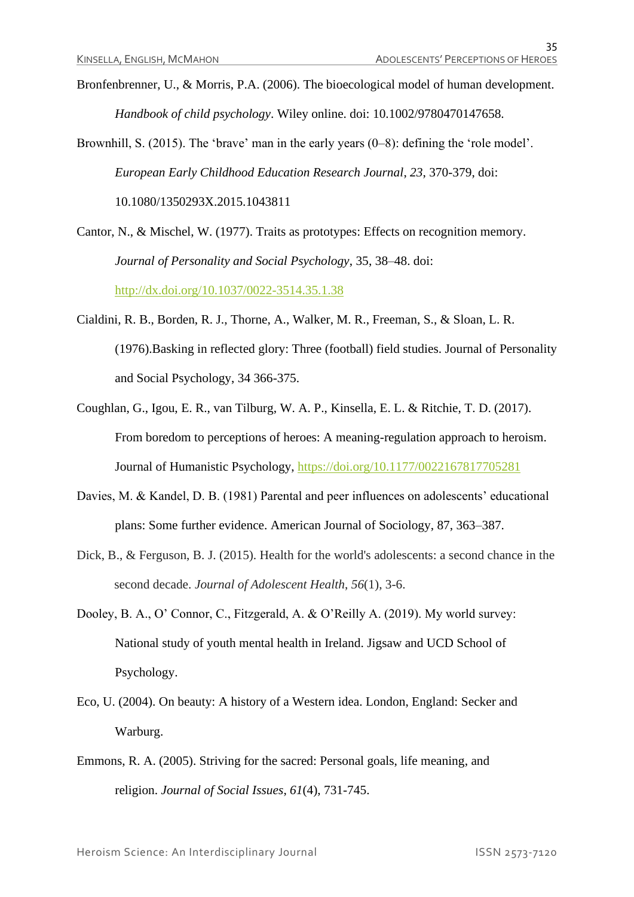Bronfenbrenner, U., & Morris, P.A. (2006). The bioecological model of human development. *Handbook of child psychology*. Wiley online. doi: 10.1002/9780470147658.

Brownhill, S. (2015). The 'brave' man in the early years (0–8): defining the 'role model'. *European Early Childhood Education Research Journal, 23*, 370-379, doi: 10.1080/1350293X.2015.1043811

Cantor, N., & Mischel, W. (1977). Traits as prototypes: Effects on recognition memory. *Journal of Personality and Social Psychology*, 35, 38–48. doi: http://dx.doi.org/10.1037/0022-3514.35.1.38

Cialdini, R. B., Borden, R. J., Thorne, A., Walker, M. R., Freeman, S., & Sloan, L. R. (1976).Basking in reflected glory: Three (football) field studies. Journal of Personality and Social Psychology, 34 366-375.

Coughlan, G., Igou, E. R., van Tilburg, W. A. P., Kinsella, E. L. & Ritchie, T. D. (2017). From boredom to perceptions of heroes: A meaning-regulation approach to heroism. Journal of Humanistic Psychology, https://doi.org/10.1177/0022167817705281

Davies, M. & Kandel, D. B. (1981) Parental and peer influences on adolescents' educational plans: Some further evidence. American Journal of Sociology, 87, 363–387.

Dick, B., & Ferguson, B. J. (2015). Health for the world's adolescents: a second chance in the second decade. *Journal of Adolescent Health*, *56*(1), 3-6.

Dooley, B. A., O' Connor, C., Fitzgerald, A. & O'Reilly A. (2019). My world survey: National study of youth mental health in Ireland. Jigsaw and UCD School of Psychology.

Eco, U. (2004). On beauty: A history of a Western idea. London, England: Secker and Warburg.

Emmons, R. A. (2005). Striving for the sacred: Personal goals, life meaning, and religion. *Journal of Social Issues*, *61*(4), 731-745.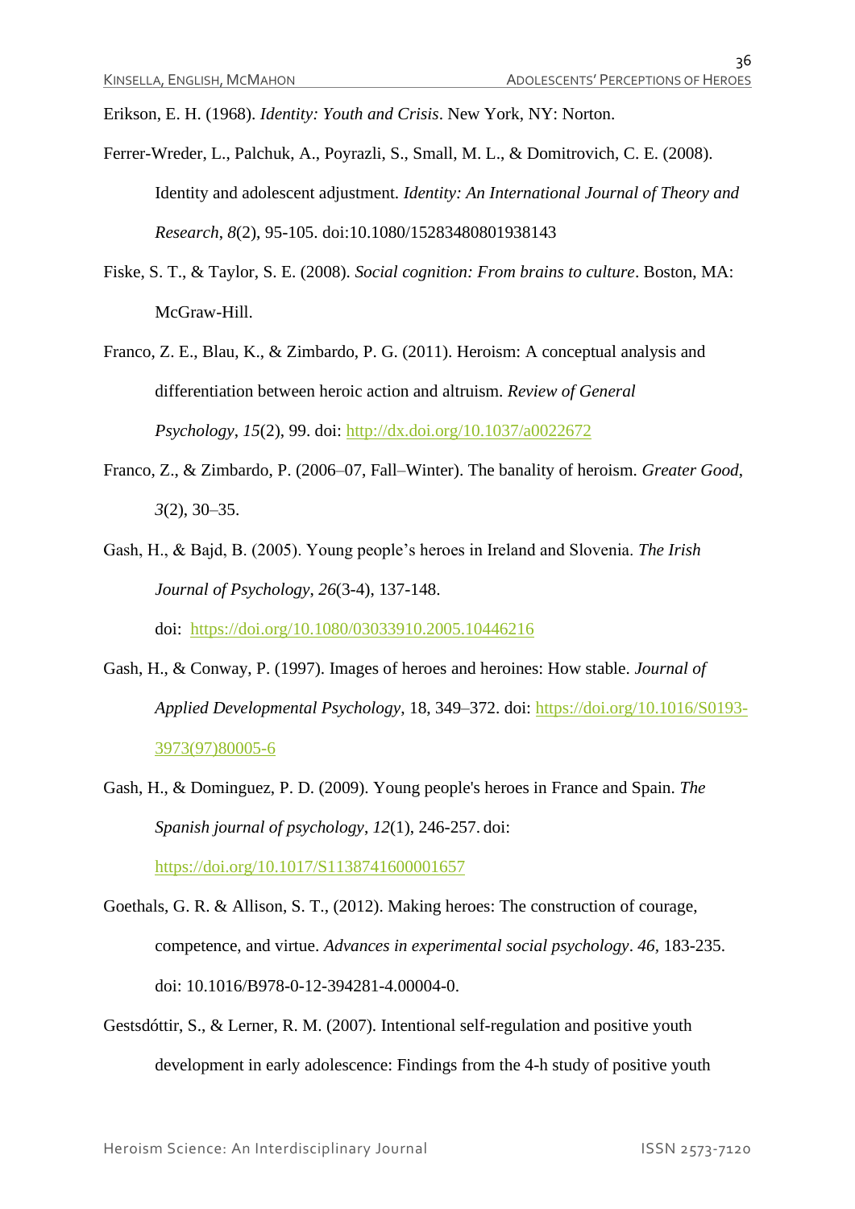Erikson, E. H. (1968). *Identity: Youth and Crisis*. New York, NY: Norton.

Ferrer-Wreder, L., Palchuk, A., Poyrazli, S., Small, M. L., & Domitrovich, C. E. (2008). Identity and adolescent adjustment. *Identity: An International Journal of Theory and Research*, *8*(2), 95-105. doi:10.1080/15283480801938143

Fiske, S. T., & Taylor, S. E. (2008). *Social cognition: From brains to culture*. Boston, MA: McGraw-Hill.

Franco, Z. E., Blau, K., & Zimbardo, P. G. (2011). Heroism: A conceptual analysis and differentiation between heroic action and altruism. *Review of General Psychology*, *15*(2), 99. doi: http://dx.doi.org/10.1037/a0022672

Franco, Z., & Zimbardo, P. (2006–07, Fall–Winter). The banality of heroism. *Greater Good*, *3*(2), 30–35.

Gash, H., & Bajd, B. (2005). Young people's heroes in Ireland and Slovenia. *The Irish Journal of Psychology*, *26*(3-4), 137-148. doi: https://doi.org/10.1080/03033910.2005.10446216

Gash, H., & Conway, P. (1997). Images of heroes and heroines: How stable. *Journal of Applied Developmental Psychology*, 18, 349–372. doi: https://doi.org/10.1016/S0193-3973(97)80005-6

Gash, H., & Dominguez, P. D. (2009). Young people's heroes in France and Spain. *The Spanish journal of psychology*, *12*(1), 246-257. doi: https://doi.org/10.1017/S1138741600001657

Goethals, G. R. & Allison, S. T., (2012). Making heroes: The construction of courage, competence, and virtue. *Advances in experimental social psychology*. *46,* 183-235. doi: 10.1016/B978-0-12-394281-4.00004-0.

Gestsdóttir, S., & Lerner, R. M. (2007). Intentional self-regulation and positive youth development in early adolescence: Findings from the 4-h study of positive youth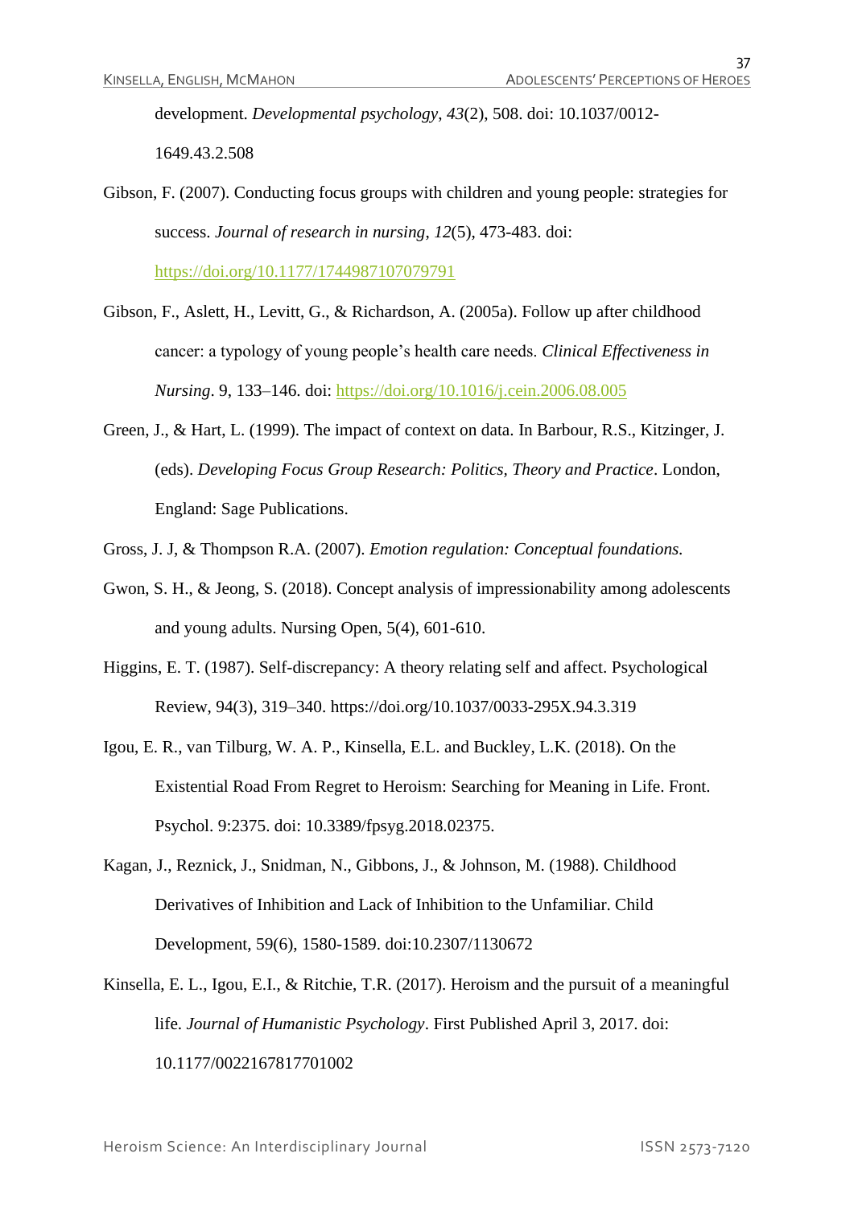development. *Developmental psychology*, *43*(2), 508. doi: 10.1037/0012-1649.43.2.508

Gibson, F. (2007). Conducting focus groups with children and young people: strategies for success. *Journal of research in nursing*, *12*(5), 473-483. doi: https://doi.org/10.1177/1744987107079791

Gibson, F., Aslett, H., Levitt, G., & Richardson, A. (2005a). Follow up after childhood cancer: a typology of young people's health care needs. *Clinical Effectiveness in Nursing*. 9, 133–146. doi: https://doi.org/10.1016/j.cein.2006.08.005

Green, J., & Hart, L. (1999). The impact of context on data. In Barbour, R.S., Kitzinger, J. (eds). *Developing Focus Group Research: Politics, Theory and Practice*. London, England: Sage Publications.

Gross, J. J, & Thompson R.A. (2007). *Emotion regulation: Conceptual foundations.*

Gwon, S. H., & Jeong, S. (2018). Concept analysis of impressionability among adolescents and young adults. Nursing Open, 5(4), 601-610.

Higgins, E. T. (1987). Self-discrepancy: A theory relating self and affect. Psychological Review, 94(3), 319–340. https://doi.org/10.1037/0033-295X.94.3.319

Igou, E. R., van Tilburg, W. A. P., Kinsella, E.L. and Buckley, L.K. (2018). On the Existential Road From Regret to Heroism: Searching for Meaning in Life. Front. Psychol. 9:2375. doi: 10.3389/fpsyg.2018.02375.

Kagan, J., Reznick, J., Snidman, N., Gibbons, J., & Johnson, M. (1988). Childhood Derivatives of Inhibition and Lack of Inhibition to the Unfamiliar. Child Development, 59(6), 1580-1589. doi:10.2307/1130672

Kinsella, E. L., Igou, E.I., & Ritchie, T.R. (2017). Heroism and the pursuit of a meaningful life. *Journal of Humanistic Psychology*. First Published April 3, 2017. doi: 10.1177/0022167817701002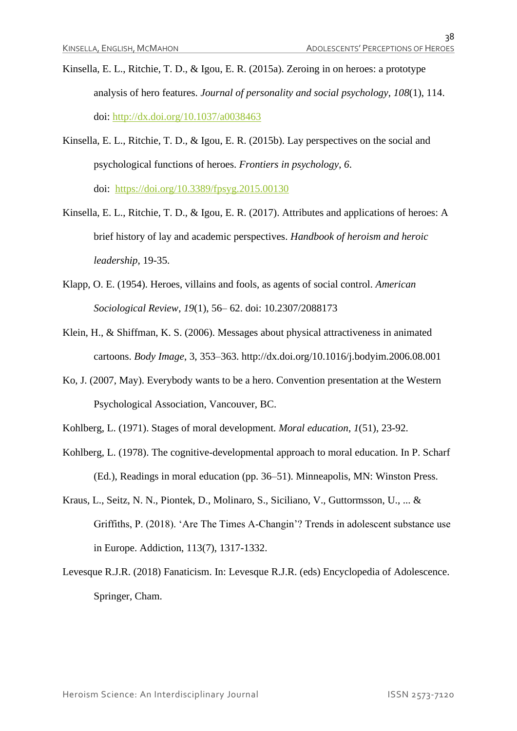Kinsella, E. L., Ritchie, T. D., & Igou, E. R. (2015a). Zeroing in on heroes: a prototype analysis of hero features. *Journal of personality and social psychology*, *108*(1), 114. doi: http://dx.doi.org/10.1037/a0038463

Kinsella, E. L., Ritchie, T. D., & Igou, E. R. (2015b). Lay perspectives on the social and psychological functions of heroes. *Frontiers in psychology*, *6*. doi: https://doi.org/10.3389/fpsyg.2015.00130

Kinsella, E. L., Ritchie, T. D., & Igou, E. R. (2017). Attributes and applications of heroes: A brief history of lay and academic perspectives. *Handbook of heroism and heroic leadership*, 19-35.

Klapp, O. E. (1954). Heroes, villains and fools, as agents of social control. *American Sociological Review*, *19*(1), 56– 62. doi: 10.2307/2088173

Klein, H., & Shiffman, K. S. (2006). Messages about physical attractiveness in animated cartoons. *Body Image*, 3, 353–363. http://dx.doi.org/10.1016/j.bodyim.2006.08.001

Ko, J. (2007, May). Everybody wants to be a hero. Convention presentation at the Western Psychological Association, Vancouver, BC.

Kohlberg, L. (1971). Stages of moral development. *Moral education*, *1*(51), 23-92.

Kohlberg, L. (1978). The cognitive-developmental approach to moral education. In P. Scharf (Ed.), Readings in moral education (pp. 36–51). Minneapolis, MN: Winston Press.

Kraus, L., Seitz, N. N., Piontek, D., Molinaro, S., Siciliano, V., Guttormsson, U., ... & Griffiths, P. (2018). 'Are The Times A-Changin'? Trends in adolescent substance use in Europe. Addiction, 113(7), 1317-1332.

Levesque R.J.R. (2018) Fanaticism. In: Levesque R.J.R. (eds) Encyclopedia of Adolescence. Springer, Cham.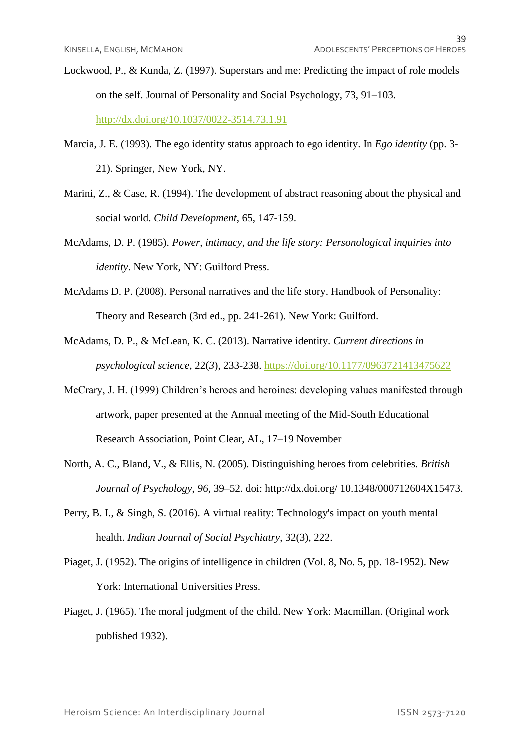Lockwood, P., & Kunda, Z. (1997). Superstars and me: Predicting the impact of role models on the self. Journal of Personality and Social Psychology, 73, 91–103. http://dx.doi.org/10.1037/0022-3514.73.1.91

Marcia, J. E. (1993). The ego identity status approach to ego identity. In *Ego identity* (pp. 3-21). Springer, New York, NY.

Marini, Z., & Case, R. (1994). The development of abstract reasoning about the physical and social world. *Child Development*, 65, 147-159.

McAdams, D. P. (1985). *Power, intimacy, and the life story: Personological inquiries into identity*. New York, NY: Guilford Press.

McAdams D. P. (2008). Personal narratives and the life story. Handbook of Personality: Theory and Research (3rd ed., pp. 241-261). New York: Guilford.

McAdams, D. P., & McLean, K. C. (2013). Narrative identity. *Current directions in psychological science*, 22(*3*), 233-238. https://doi.org/10.1177/0963721413475622

McCrary, J. H. (1999) Children's heroes and heroines: developing values manifested through artwork, paper presented at the Annual meeting of the Mid-South Educational Research Association, Point Clear, AL, 17–19 November

North, A. C., Bland, V., & Ellis, N. (2005). Distinguishing heroes from celebrities. *British Journal of Psychology*, *96*, 39–52. doi: http://dx.doi.org/ 10.1348/000712604X15473.

Perry, B. I., & Singh, S. (2016). A virtual reality: Technology's impact on youth mental health. *Indian Journal of Social Psychiatry*, 32(3), 222.

Piaget, J. (1952). The origins of intelligence in children (Vol. 8, No. 5, pp. 18-1952). New York: International Universities Press.

Piaget, J. (1965). The moral judgment of the child. New York: Macmillan. (Original work published 1932).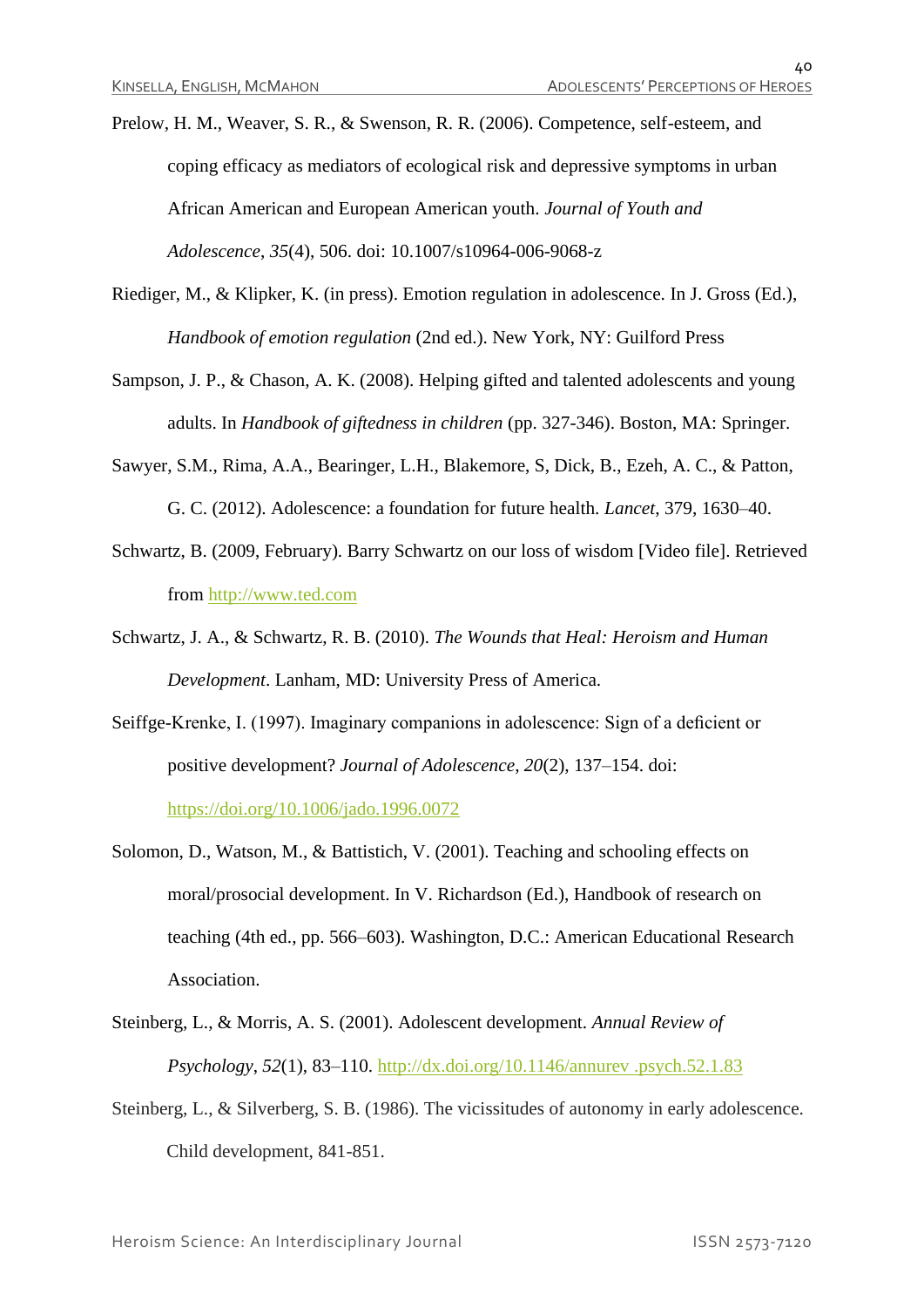Prelow, H. M., Weaver, S. R., & Swenson, R. R. (2006). Competence, self-esteem, and coping efficacy as mediators of ecological risk and depressive symptoms in urban African American and European American youth. *Journal of Youth and Adolescence*, *35*(4), 506. doi: 10.1007/s10964-006-9068-z

Riediger, M., & Klipker, K. (in press). Emotion regulation in adolescence. In J. Gross (Ed.), *Handbook of emotion regulation* (2nd ed.). New York, NY: Guilford Press

Sampson, J. P., & Chason, A. K. (2008). Helping gifted and talented adolescents and young adults. In *Handbook of giftedness in children* (pp. 327-346). Boston, MA: Springer.

Sawyer, S.M., Rima, A.A., Bearinger, L.H., Blakemore, S, Dick, B., Ezeh, A. C., & Patton, G. C. (2012). Adolescence: a foundation for future health. *Lancet*, 379, 1630–40.

Schwartz, B. (2009, February). Barry Schwartz on our loss of wisdom [Video file]. Retrieved from http://www.ted.com

Schwartz, J. A., & Schwartz, R. B. (2010). *The Wounds that Heal: Heroism and Human Development*. Lanham, MD: University Press of America.

Seiffge-Krenke, I. (1997). Imaginary companions in adolescence: Sign of a deficient or positive development? *Journal of Adolescence*, *20*(2), 137–154. doi: https://doi.org/10.1006/jado.1996.0072

Solomon, D., Watson, M., & Battistich, V. (2001). Teaching and schooling effects on moral/prosocial development. In V. Richardson (Ed.), Handbook of research on teaching (4th ed., pp. 566–603). Washington, D.C.: American Educational Research Association.

Steinberg, L., & Morris, A. S. (2001). Adolescent development. *Annual Review of Psychology*, *52*(1), 83–110. http://dx.doi.org/10.1146/annurev .psych.52.1.83

Steinberg, L., & Silverberg, S. B. (1986). The vicissitudes of autonomy in early adolescence. Child development, 841-851.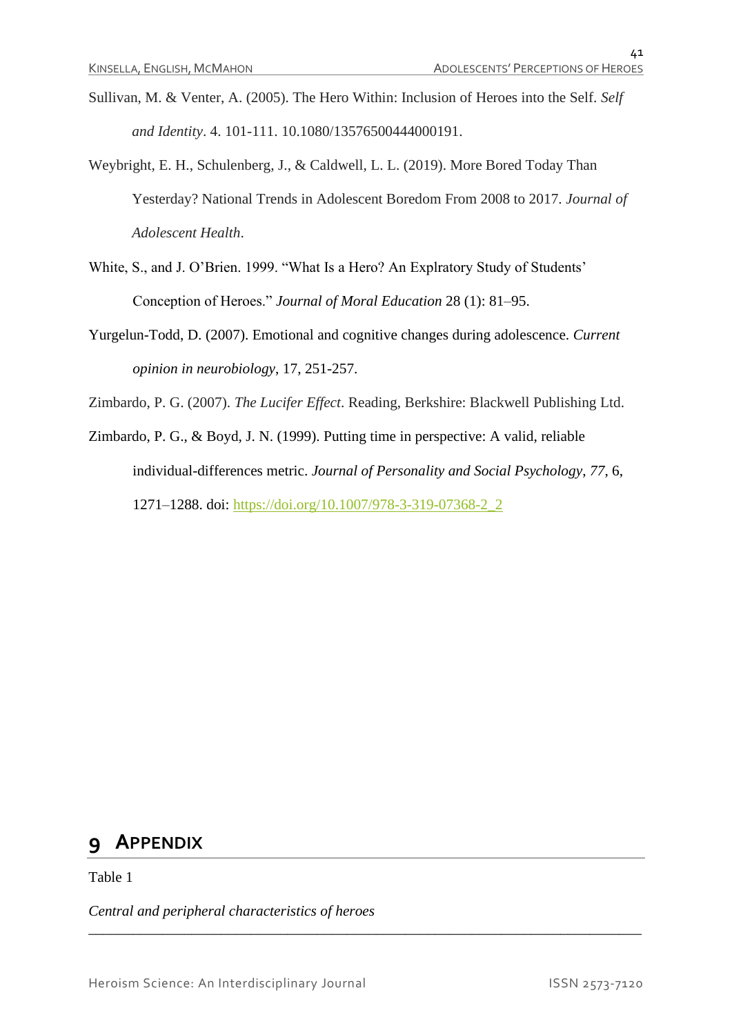Sullivan, M. & Venter, A. (2005). The Hero Within: Inclusion of Heroes into the Self. *Self and Identity*. 4. 101-111. 10.1080/13576500444000191.

Weybright, E. H., Schulenberg, J., & Caldwell, L. L. (2019). More Bored Today Than Yesterday? National Trends in Adolescent Boredom From 2008 to 2017. *Journal of Adolescent Health*.

White, S., and J. O'Brien. 1999. "What Is a Hero? An Explratory Study of Students' Conception of Heroes." *Journal of Moral Education* 28 (1): 81–95.

Yurgelun-Todd, D. (2007). Emotional and cognitive changes during adolescence. *Current opinion in neurobiology*, 17, 251-257.

Zimbardo, P. G. (2007). *The Lucifer Effect*. Reading, Berkshire: Blackwell Publishing Ltd.

Zimbardo, P. G., & Boyd, J. N. (1999). Putting time in perspective: A valid, reliable individual-differences metric. *Journal of Personality and Social Psychology*, *77*, 6, 1271–1288. doi: https://doi.org/10.1007/978-3-319-07368-2_2

# 9 APPENDIX

Table 1

*Central and peripheral characteristics of heroes*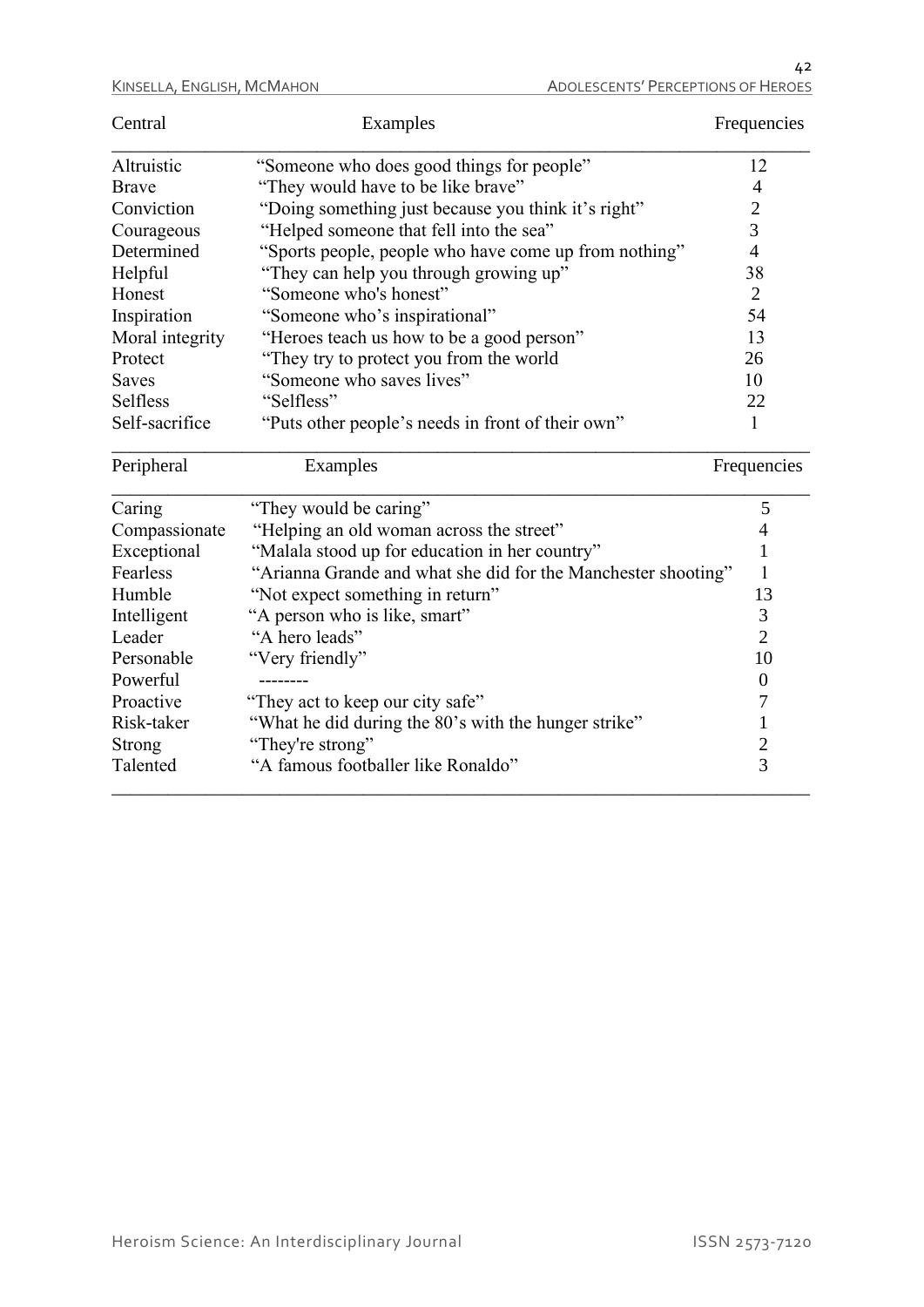| Central | Examples | Frequencies |
|---|---|---|
| Altruistic | "Someone who does good things for people" | 12 |
| Brave | "They would have to be like brave" | 4 |
| Conviction | "Doing something just because you think it's right" | 2 |
| Courageous | "Helped someone that fell into the sea" | 3 |
| Determined | "Sports people, people who have come up from nothing" | 4 |
| Helpful | "They can help you through growing up" | 38 |
| Honest | "Someone who's honest" | 2 |
| Inspiration | "Someone who's inspirational" | 54 |
| Moral integrity | "Heroes teach us how to be a good person" | 13 |
| Protect | "They try to protect you from the world | 26 |
| Saves | "Someone who saves lives" | 10 |
| Selfless | "Selfless" | 22 |
| Self-sacrifice | "Puts other people's needs in front of their own" | 1 |

| Peripheral | Examples | Frequencies |
|---|---|---|
| Caring | "They would be caring" | 5 |
| Compassionate | "Helping an old woman across the street" | 4 |
| Exceptional | "Malala stood up for education in her country" | 1 |
| Fearless | "Arianna Grande and what she did for the Manchester shooting" | 1 |
| Humble | "Not expect something in return" | 13 |
| Intelligent | "A person who is like, smart" | 3 |
| Leader | "A hero leads" | 2 |
| Personable | "Very friendly" | 10 |
| Powerful | -------- | 0 |
| Proactive | "They act to keep our city safe" | 7 |
| Risk-taker | "What he did during the 80's with the hunger strike" | 1 |
| Strong | "They're strong" | 2 |
| Talented | "A famous footballer like Ronaldo" | 3 |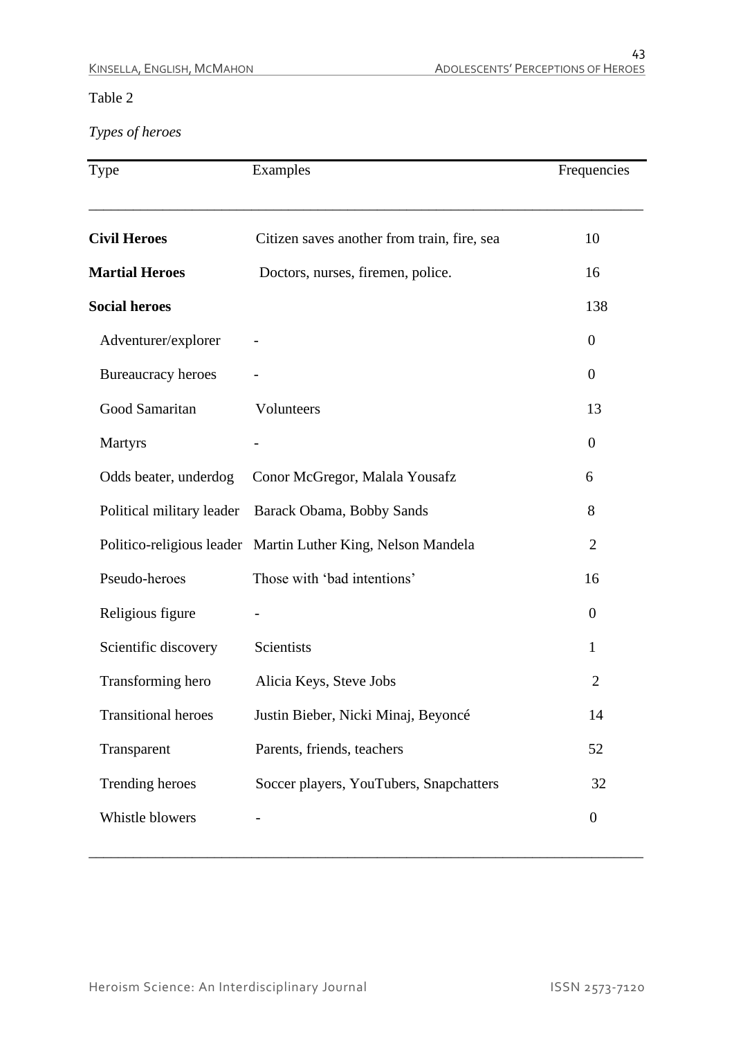Table 2

*Types of heroes*

| Type | Examples | Frequencies |
|---|---|---|
| **Civil Heroes** | Citizen saves another from train, fire, sea | 10 |
| **Martial Heroes** | Doctors, nurses, firemen, police. | 16 |
| **Social heroes** | | 138 |
| Adventurer/explorer | - | 0 |
| Bureaucracy heroes | - | 0 |
| Good Samaritan | Volunteers | 13 |
| Martyrs | - | 0 |
| Odds beater, underdog | Conor McGregor, Malala Yousafz | 6 |
| Political military leader | Barack Obama, Bobby Sands | 8 |
| Politico-religious leader | Martin Luther King, Nelson Mandela | 2 |
| Pseudo-heroes | Those with 'bad intentions' | 16 |
| Religious figure | - | 0 |
| Scientific discovery | Scientists | 1 |
| Transforming hero | Alicia Keys, Steve Jobs | 2 |
| Transitional heroes | Justin Bieber, Nicki Minaj, Beyoncé | 14 |
| Transparent | Parents, friends, teachers | 52 |
| Trending heroes | Soccer players, YouTubers, Snapchatters | 32 |
| Whistle blowers | - | 0 |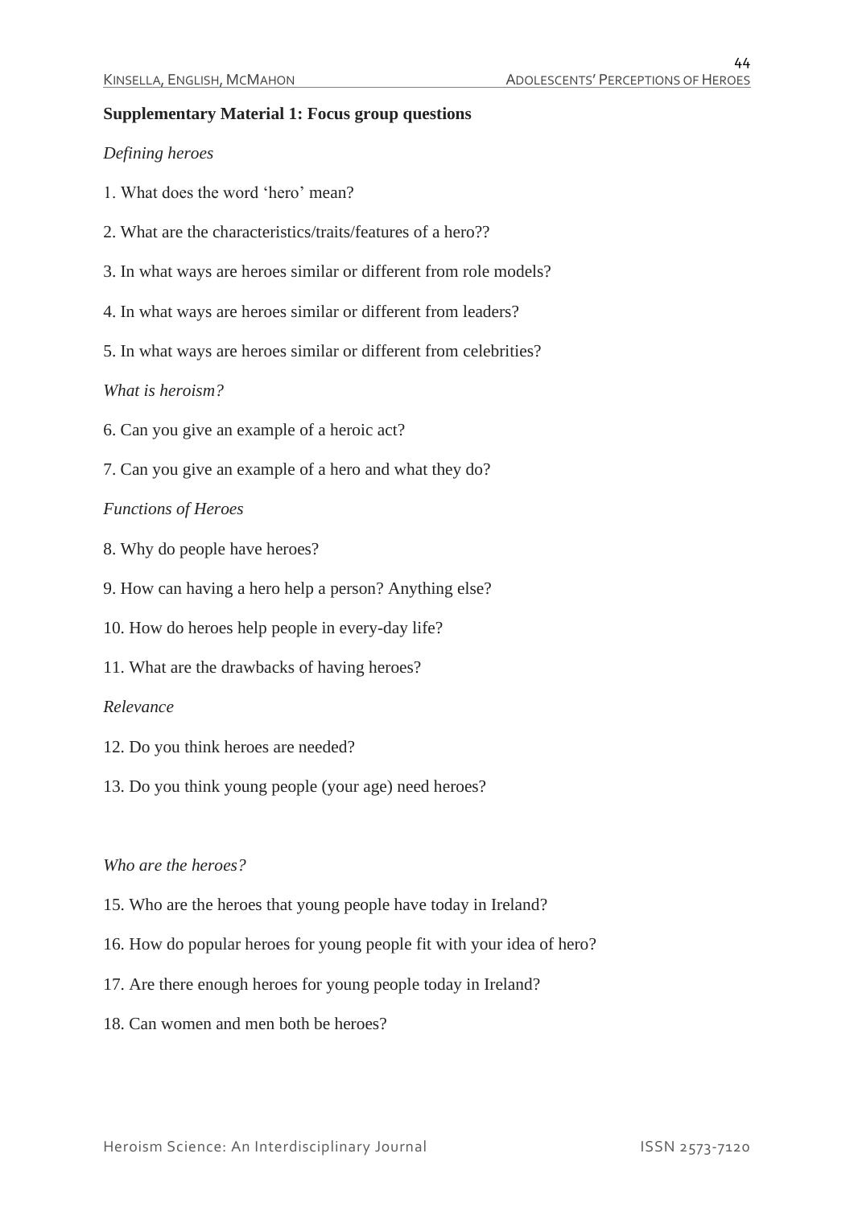**Supplementary Material 1: Focus group questions**

*Defining heroes*

1. What does the word 'hero' mean?

2. What are the characteristics/traits/features of a hero??

3. In what ways are heroes similar or different from role models?

4. In what ways are heroes similar or different from leaders?

5. In what ways are heroes similar or different from celebrities?

*What is heroism?*

6. Can you give an example of a heroic act?

7. Can you give an example of a hero and what they do?

*Functions of Heroes*

8. Why do people have heroes?

9. How can having a hero help a person? Anything else?

10. How do heroes help people in every-day life?

11. What are the drawbacks of having heroes?

*Relevance*

12. Do you think heroes are needed?

13. Do you think young people (your age) need heroes?

*Who are the heroes?*

15. Who are the heroes that young people have today in Ireland?

16. How do popular heroes for young people fit with your idea of hero?

17. Are there enough heroes for young people today in Ireland?

18. Can women and men both be heroes?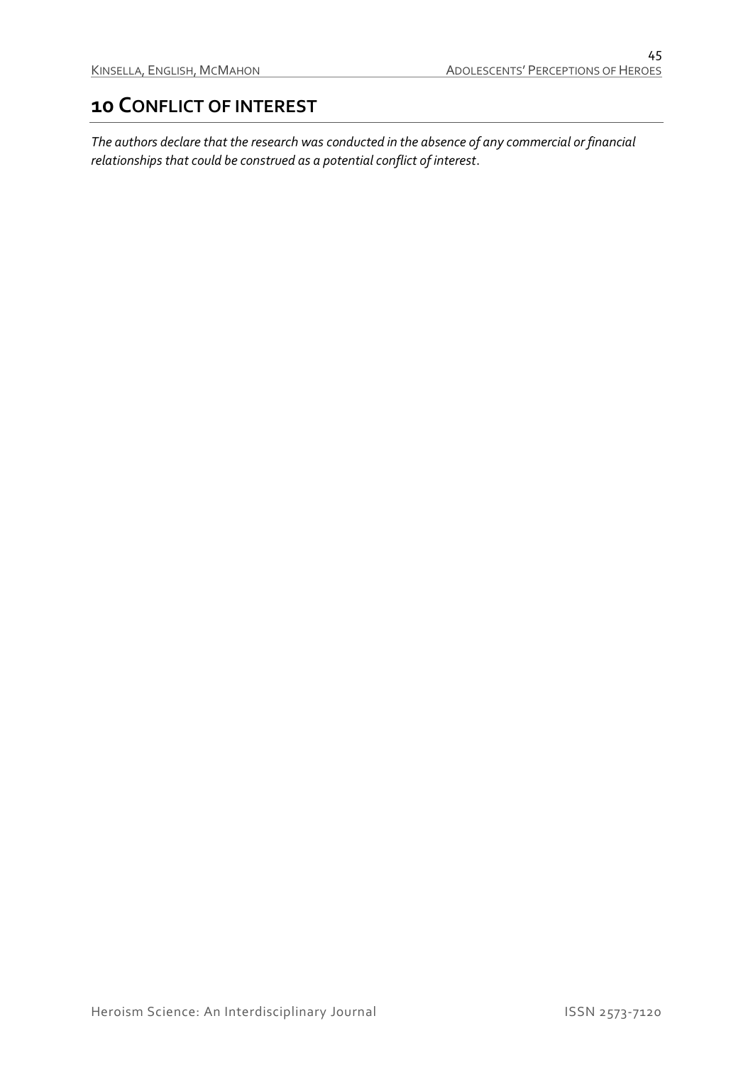## 10 Conflict of Interest

*The authors declare that the research was conducted in the absence of any commercial or financial relationships that could be construed as a potential conflict of interest*.